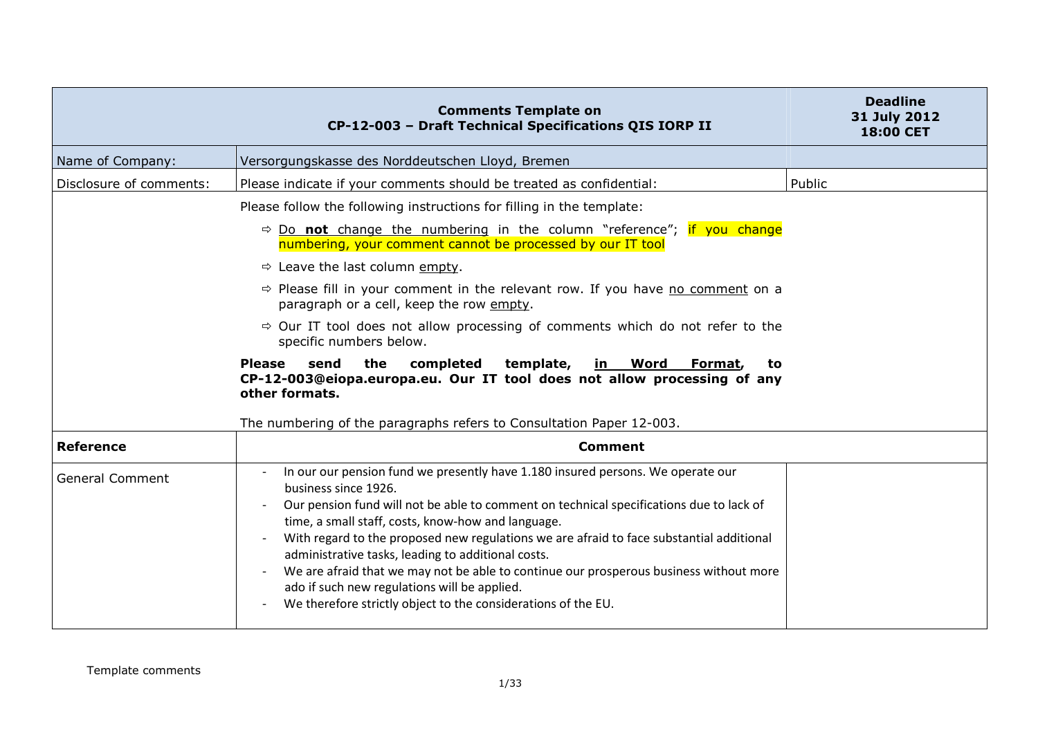| Comments Template on CP-12-003 – Draft Technical Specifications QIS IORP II | | Deadline 31 July 2012 18:00 CET |
|---|---|---|
| Name of Company: | Versorgungskasse des Norddeutschen Lloyd, Bremen | |
| Disclosure of comments: | Please indicate if your comments should be treated as confidential: | Public |
| | Please follow the following instructions for filling in the template:<br>⇨ Do **not** change the numbering in the column "reference"; if you change numbering, your comment cannot be processed by our IT tool<br>⇨ Leave the last column empty.<br>⇨ Please fill in your comment in the relevant row. If you have no comment on a paragraph or a cell, keep the row empty.<br>⇨ Our IT tool does not allow processing of comments which do not refer to the specific numbers below.<br>**Please send the completed template, in Word Format, to CP-12-003@eiopa.europa.eu. Our IT tool does not allow processing of any other formats.**<br>The numbering of the paragraphs refers to Consultation Paper 12-003. | |
| **Reference** | **Comment** | |
| General Comment | - In our our pension fund we presently have 1.180 insured persons. We operate our business since 1926.<br>- Our pension fund will not be able to comment on technical specifications due to lack of time, a small staff, costs, know-how and language.<br>- With regard to the proposed new regulations we are afraid to face substantial additional administrative tasks, leading to additional costs.<br>- We are afraid that we may not be able to continue our prosperous business without more ado if such new regulations will be applied.<br>- We therefore strictly object to the considerations of the EU. | |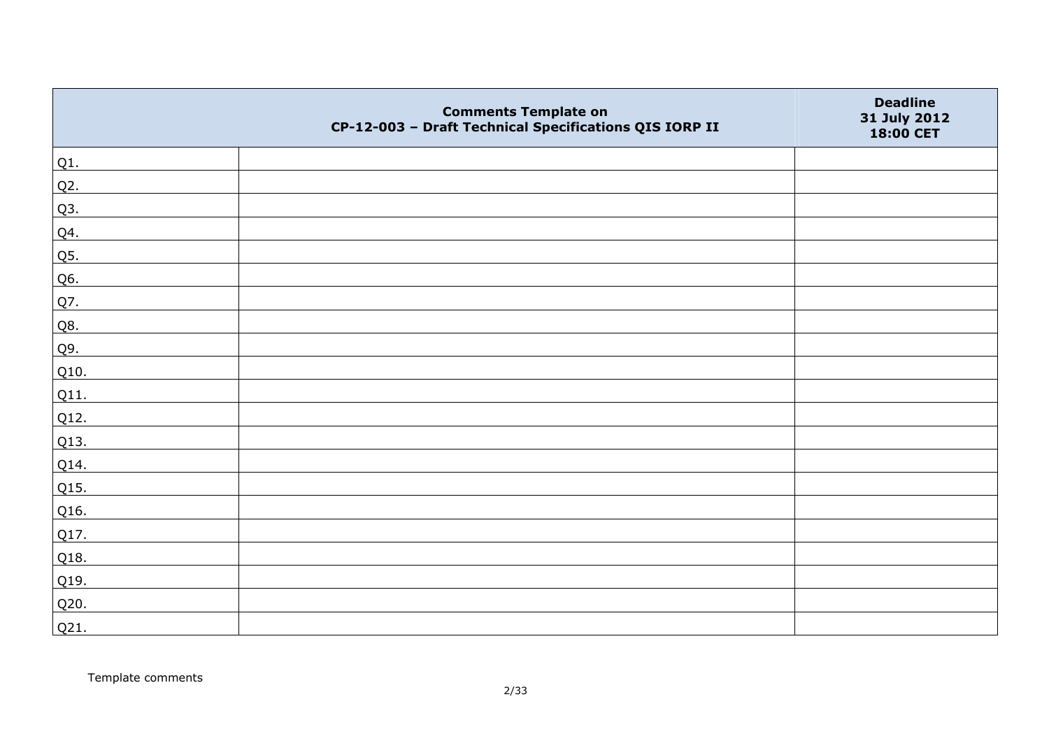| | Comments Template on<br>CP-12-003 – Draft Technical Specifications QIS IORP II | Deadline<br>31 July 2012<br>18:00 CET |
|---|---|---|
| Q1. | | |
| Q2. | | |
| Q3. | | |
| Q4. | | |
| Q5. | | |
| Q6. | | |
| Q7. | | |
| Q8. | | |
| Q9. | | |
| Q10. | | |
| Q11. | | |
| Q12. | | |
| Q13. | | |
| Q14. | | |
| Q15. | | |
| Q16. | | |
| Q17. | | |
| Q18. | | |
| Q19. | | |
| Q20. | | |
| Q21. | | |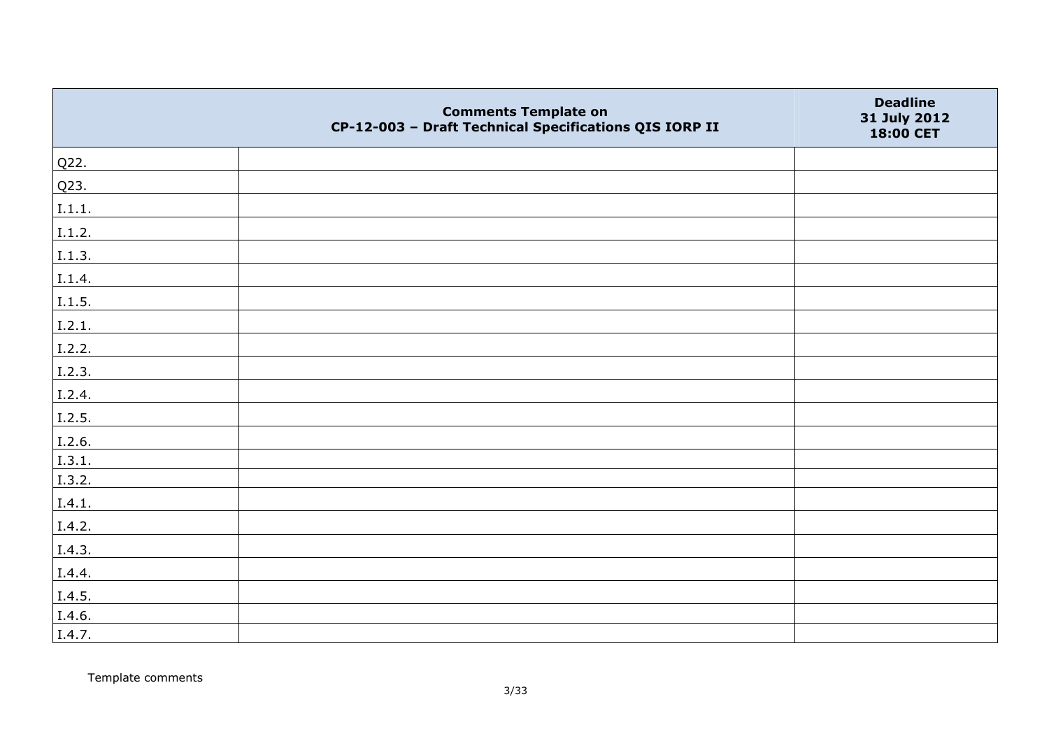| Comments Template on CP-12-003 – Draft Technical Specifications QIS IORP II | | Deadline 31 July 2012 18:00 CET |
|---|---|---|
| Q22. | | |
| Q23. | | |
| I.1.1. | | |
| I.1.2. | | |
| I.1.3. | | |
| I.1.4. | | |
| I.1.5. | | |
| I.2.1. | | |
| I.2.2. | | |
| I.2.3. | | |
| I.2.4. | | |
| I.2.5. | | |
| I.2.6. | | |
| I.3.1. | | |
| I.3.2. | | |
| I.4.1. | | |
| I.4.2. | | |
| I.4.3. | | |
| I.4.4. | | |
| I.4.5. | | |
| I.4.6. | | |
| I.4.7. | | |

Template comments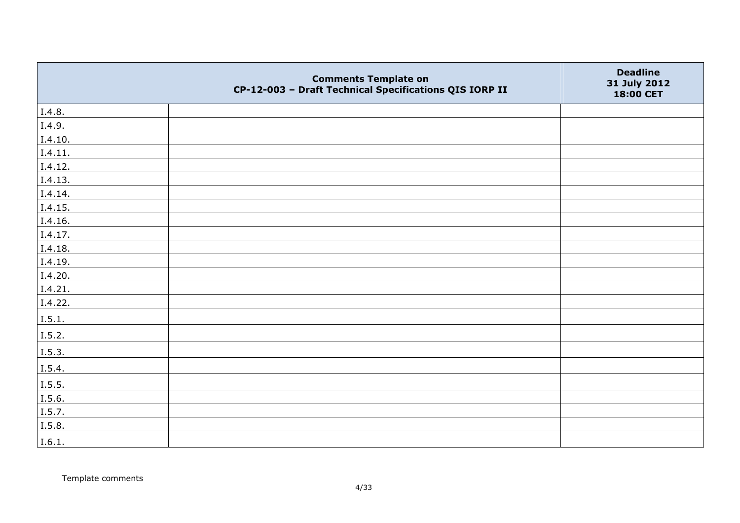| | Comments Template on CP-12-003 – Draft Technical Specifications QIS IORP II | Deadline 31 July 2012 18:00 CET |
|---|---|---|
| I.4.8. | | |
| I.4.9. | | |
| I.4.10. | | |
| I.4.11. | | |
| I.4.12. | | |
| I.4.13. | | |
| I.4.14. | | |
| I.4.15. | | |
| I.4.16. | | |
| I.4.17. | | |
| I.4.18. | | |
| I.4.19. | | |
| I.4.20. | | |
| I.4.21. | | |
| I.4.22. | | |
| I.5.1. | | |
| I.5.2. | | |
| I.5.3. | | |
| I.5.4. | | |
| I.5.5. | | |
| I.5.6. | | |
| I.5.7. | | |
| I.5.8. | | |
| I.6.1. | | |

Template comments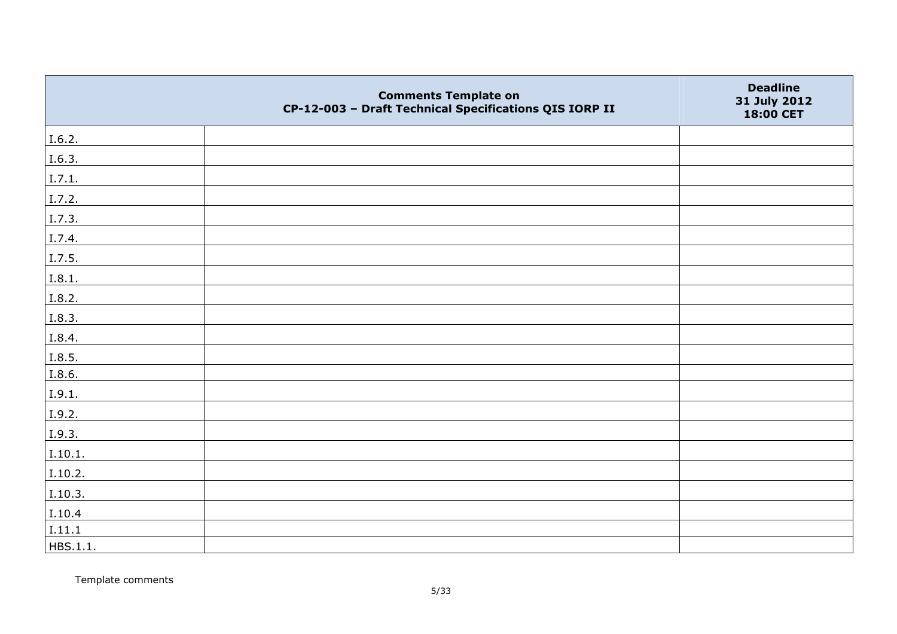| | Comments Template on<br>CP-12-003 – Draft Technical Specifications QIS IORP II | Deadline<br>31 July 2012<br>18:00 CET |
|---|---|---|
| I.6.2. | | |
| I.6.3. | | |
| I.7.1. | | |
| I.7.2. | | |
| I.7.3. | | |
| I.7.4. | | |
| I.7.5. | | |
| I.8.1. | | |
| I.8.2. | | |
| I.8.3. | | |
| I.8.4. | | |
| I.8.5. | | |
| I.8.6. | | |
| I.9.1. | | |
| I.9.2. | | |
| I.9.3. | | |
| I.10.1. | | |
| I.10.2. | | |
| I.10.3. | | |
| I.10.4 | | |
| I.11.1 | | |
| HBS.1.1. | | |

Template comments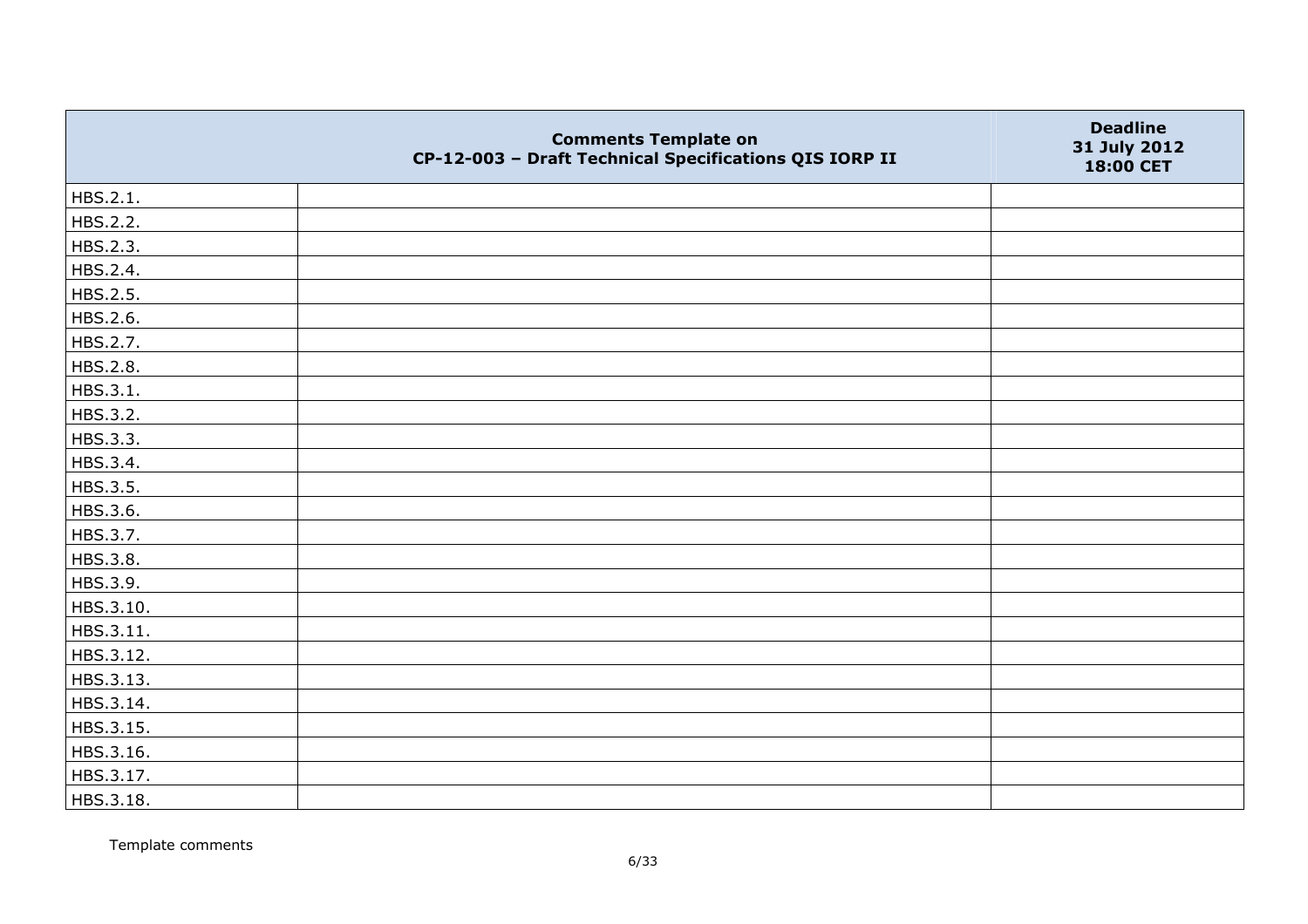| | Comments Template on CP-12-003 – Draft Technical Specifications QIS IORP II | Deadline 31 July 2012 18:00 CET |
|---|---|---|
| HBS.2.1. | | |
| HBS.2.2. | | |
| HBS.2.3. | | |
| HBS.2.4. | | |
| HBS.2.5. | | |
| HBS.2.6. | | |
| HBS.2.7. | | |
| HBS.2.8. | | |
| HBS.3.1. | | |
| HBS.3.2. | | |
| HBS.3.3. | | |
| HBS.3.4. | | |
| HBS.3.5. | | |
| HBS.3.6. | | |
| HBS.3.7. | | |
| HBS.3.8. | | |
| HBS.3.9. | | |
| HBS.3.10. | | |
| HBS.3.11. | | |
| HBS.3.12. | | |
| HBS.3.13. | | |
| HBS.3.14. | | |
| HBS.3.15. | | |
| HBS.3.16. | | |
| HBS.3.17. | | |
| HBS.3.18. | | |

Template comments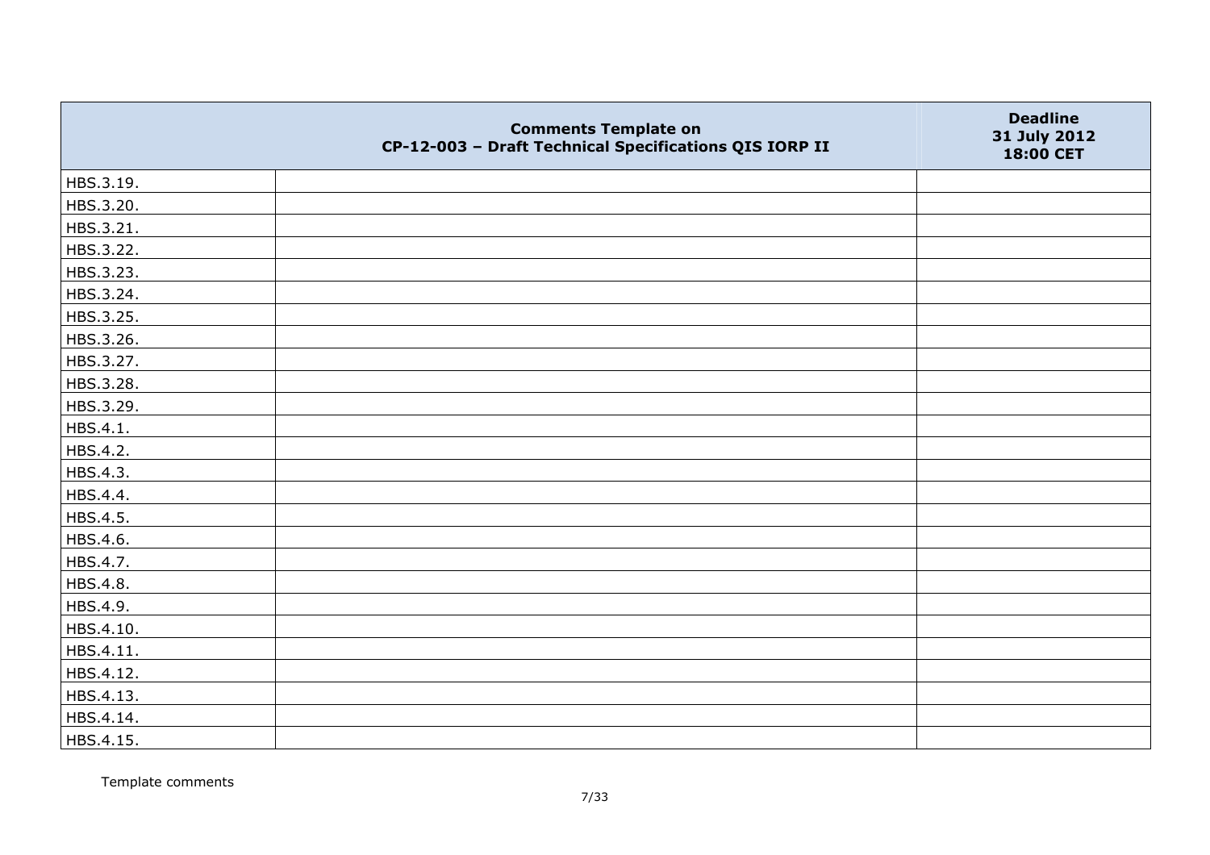| | Comments Template on CP-12-003 – Draft Technical Specifications QIS IORP II | Deadline 31 July 2012 18:00 CET |
|---|---|---|
| HBS.3.19. | | |
| HBS.3.20. | | |
| HBS.3.21. | | |
| HBS.3.22. | | |
| HBS.3.23. | | |
| HBS.3.24. | | |
| HBS.3.25. | | |
| HBS.3.26. | | |
| HBS.3.27. | | |
| HBS.3.28. | | |
| HBS.3.29. | | |
| HBS.4.1. | | |
| HBS.4.2. | | |
| HBS.4.3. | | |
| HBS.4.4. | | |
| HBS.4.5. | | |
| HBS.4.6. | | |
| HBS.4.7. | | |
| HBS.4.8. | | |
| HBS.4.9. | | |
| HBS.4.10. | | |
| HBS.4.11. | | |
| HBS.4.12. | | |
| HBS.4.13. | | |
| HBS.4.14. | | |
| HBS.4.15. | | |

Template comments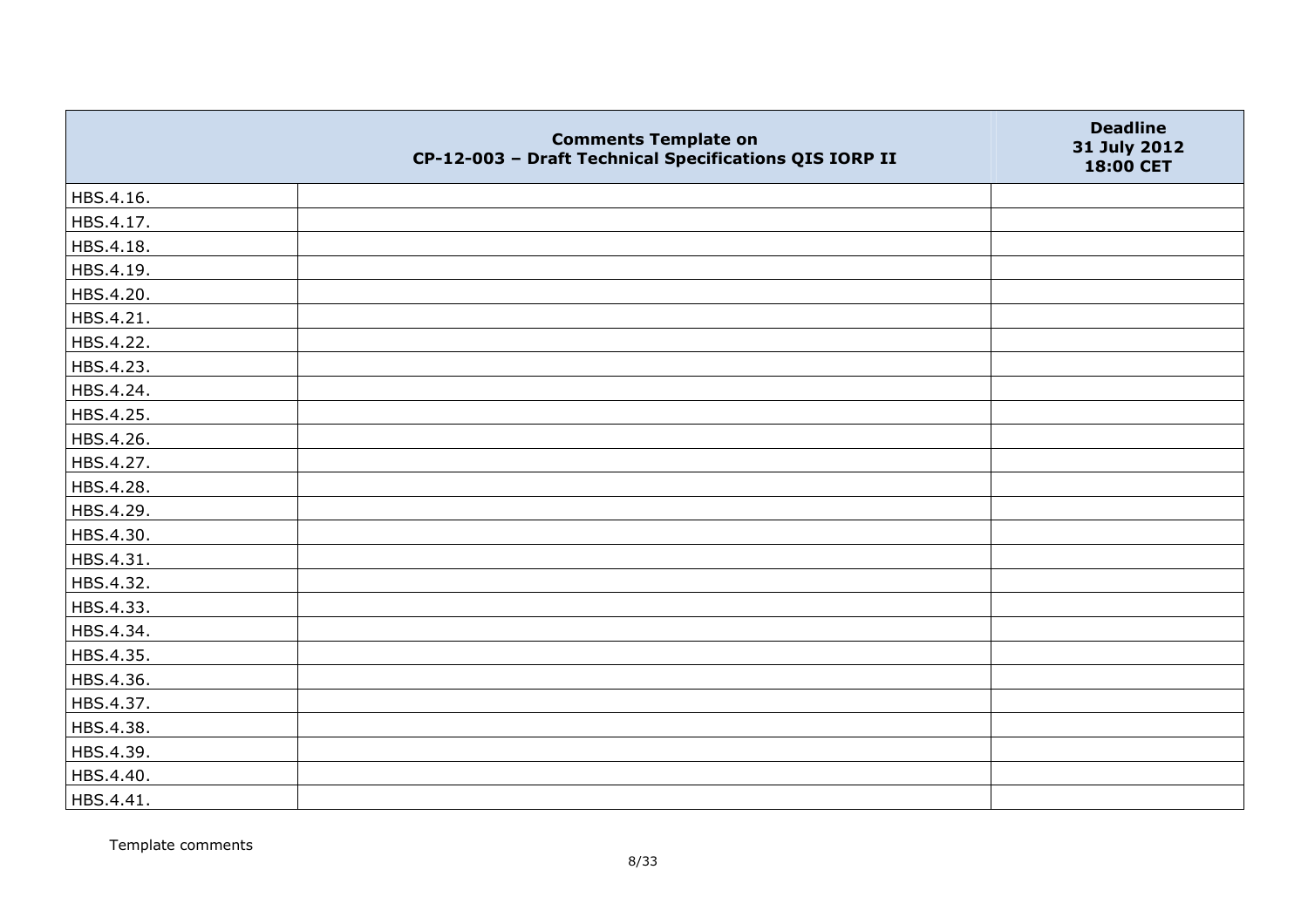| | Comments Template on CP-12-003 – Draft Technical Specifications QIS IORP II | Deadline 31 July 2012 18:00 CET |
|---|---|---|
| HBS.4.16. | | |
| HBS.4.17. | | |
| HBS.4.18. | | |
| HBS.4.19. | | |
| HBS.4.20. | | |
| HBS.4.21. | | |
| HBS.4.22. | | |
| HBS.4.23. | | |
| HBS.4.24. | | |
| HBS.4.25. | | |
| HBS.4.26. | | |
| HBS.4.27. | | |
| HBS.4.28. | | |
| HBS.4.29. | | |
| HBS.4.30. | | |
| HBS.4.31. | | |
| HBS.4.32. | | |
| HBS.4.33. | | |
| HBS.4.34. | | |
| HBS.4.35. | | |
| HBS.4.36. | | |
| HBS.4.37. | | |
| HBS.4.38. | | |
| HBS.4.39. | | |
| HBS.4.40. | | |
| HBS.4.41. | | |

Template comments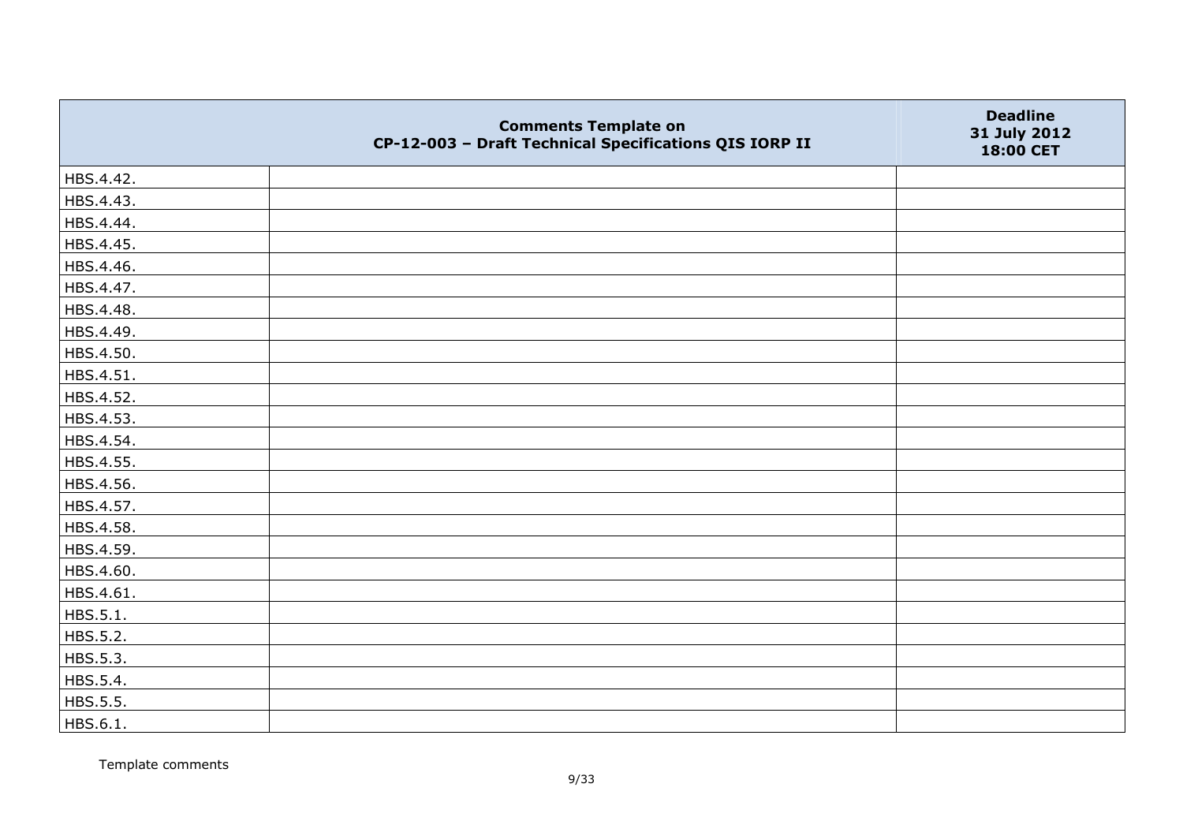| | Comments Template on CP-12-003 – Draft Technical Specifications QIS IORP II | Deadline 31 July 2012 18:00 CET |
|---|---|---|
| HBS.4.42. | | |
| HBS.4.43. | | |
| HBS.4.44. | | |
| HBS.4.45. | | |
| HBS.4.46. | | |
| HBS.4.47. | | |
| HBS.4.48. | | |
| HBS.4.49. | | |
| HBS.4.50. | | |
| HBS.4.51. | | |
| HBS.4.52. | | |
| HBS.4.53. | | |
| HBS.4.54. | | |
| HBS.4.55. | | |
| HBS.4.56. | | |
| HBS.4.57. | | |
| HBS.4.58. | | |
| HBS.4.59. | | |
| HBS.4.60. | | |
| HBS.4.61. | | |
| HBS.5.1. | | |
| HBS.5.2. | | |
| HBS.5.3. | | |
| HBS.5.4. | | |
| HBS.5.5. | | |
| HBS.6.1. | | |

Template comments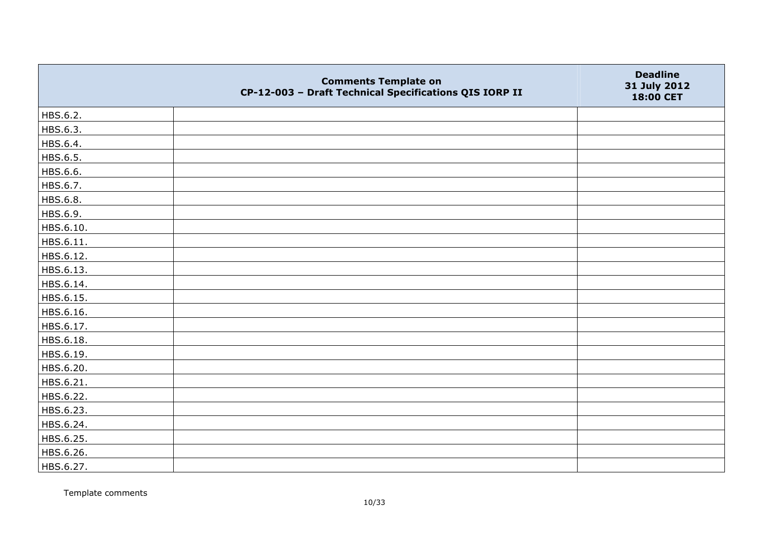| | Comments Template on CP-12-003 – Draft Technical Specifications QIS IORP II | Deadline 31 July 2012 18:00 CET |
|---|---|---|
| HBS.6.2. | | |
| HBS.6.3. | | |
| HBS.6.4. | | |
| HBS.6.5. | | |
| HBS.6.6. | | |
| HBS.6.7. | | |
| HBS.6.8. | | |
| HBS.6.9. | | |
| HBS.6.10. | | |
| HBS.6.11. | | |
| HBS.6.12. | | |
| HBS.6.13. | | |
| HBS.6.14. | | |
| HBS.6.15. | | |
| HBS.6.16. | | |
| HBS.6.17. | | |
| HBS.6.18. | | |
| HBS.6.19. | | |
| HBS.6.20. | | |
| HBS.6.21. | | |
| HBS.6.22. | | |
| HBS.6.23. | | |
| HBS.6.24. | | |
| HBS.6.25. | | |
| HBS.6.26. | | |
| HBS.6.27. | | |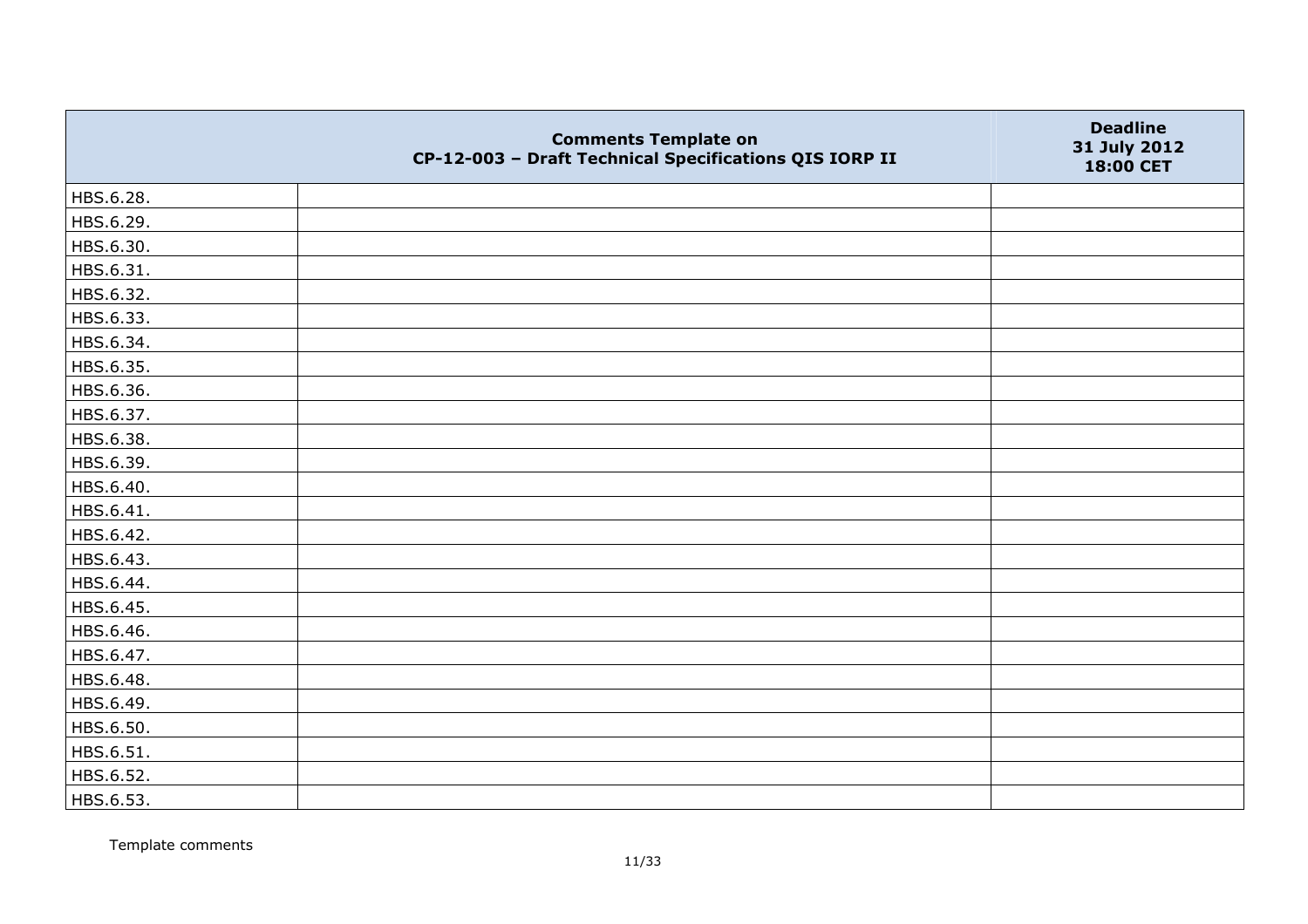| | Comments Template on CP-12-003 – Draft Technical Specifications QIS IORP II | Deadline 31 July 2012 18:00 CET |
|---|---|---|
| HBS.6.28. | | |
| HBS.6.29. | | |
| HBS.6.30. | | |
| HBS.6.31. | | |
| HBS.6.32. | | |
| HBS.6.33. | | |
| HBS.6.34. | | |
| HBS.6.35. | | |
| HBS.6.36. | | |
| HBS.6.37. | | |
| HBS.6.38. | | |
| HBS.6.39. | | |
| HBS.6.40. | | |
| HBS.6.41. | | |
| HBS.6.42. | | |
| HBS.6.43. | | |
| HBS.6.44. | | |
| HBS.6.45. | | |
| HBS.6.46. | | |
| HBS.6.47. | | |
| HBS.6.48. | | |
| HBS.6.49. | | |
| HBS.6.50. | | |
| HBS.6.51. | | |
| HBS.6.52. | | |
| HBS.6.53. | | |

Template comments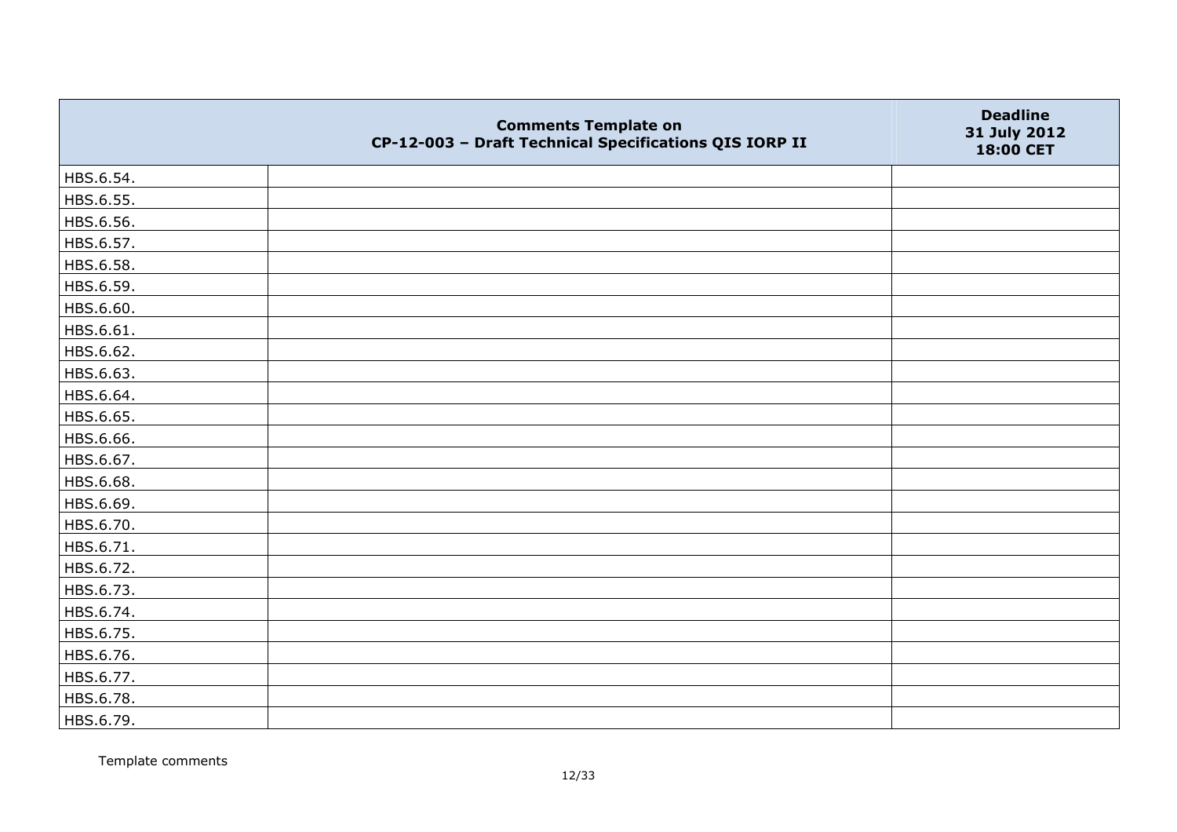| | Comments Template on CP-12-003 – Draft Technical Specifications QIS IORP II | Deadline 31 July 2012 18:00 CET |
|---|---|---|
| HBS.6.54. | | |
| HBS.6.55. | | |
| HBS.6.56. | | |
| HBS.6.57. | | |
| HBS.6.58. | | |
| HBS.6.59. | | |
| HBS.6.60. | | |
| HBS.6.61. | | |
| HBS.6.62. | | |
| HBS.6.63. | | |
| HBS.6.64. | | |
| HBS.6.65. | | |
| HBS.6.66. | | |
| HBS.6.67. | | |
| HBS.6.68. | | |
| HBS.6.69. | | |
| HBS.6.70. | | |
| HBS.6.71. | | |
| HBS.6.72. | | |
| HBS.6.73. | | |
| HBS.6.74. | | |
| HBS.6.75. | | |
| HBS.6.76. | | |
| HBS.6.77. | | |
| HBS.6.78. | | |
| HBS.6.79. | | |

Template comments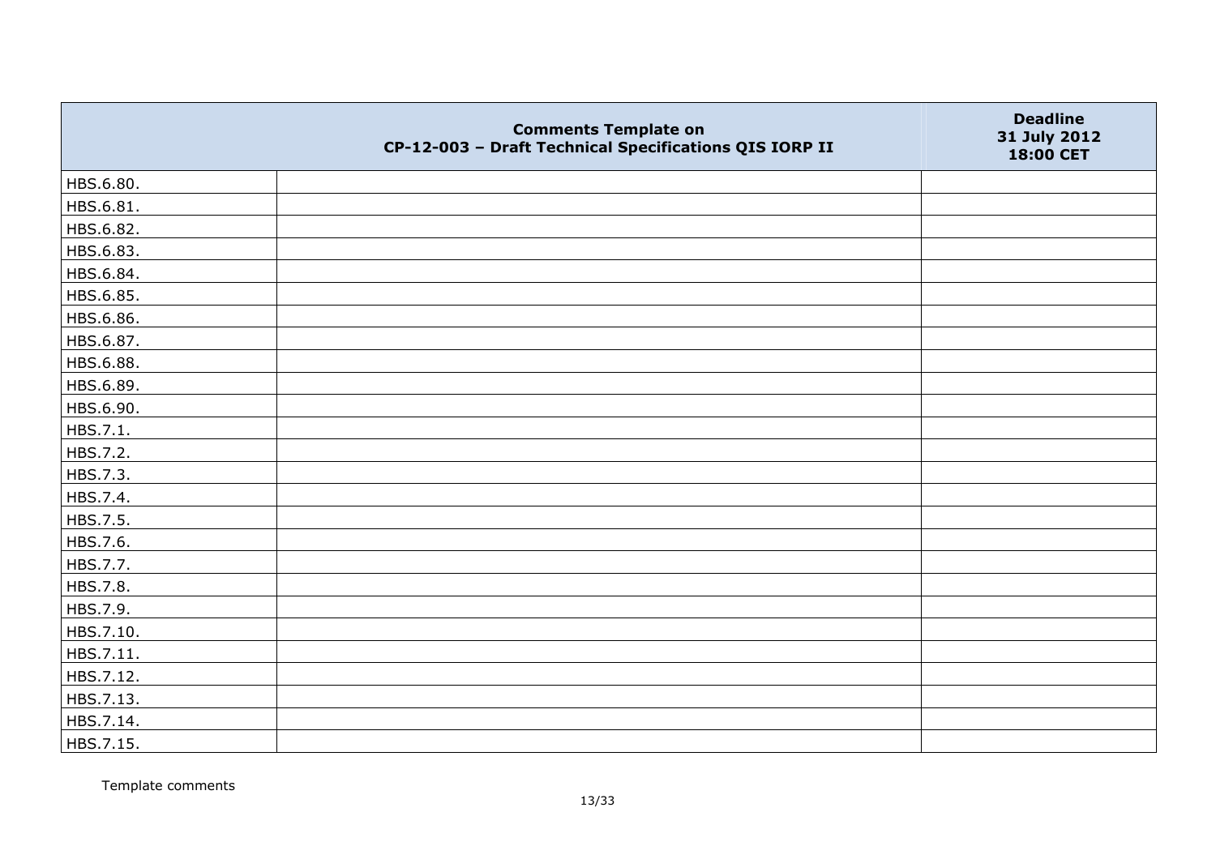| | Comments Template on CP-12-003 – Draft Technical Specifications QIS IORP II | Deadline 31 July 2012 18:00 CET |
|---|---|---|
| HBS.6.80. | | |
| HBS.6.81. | | |
| HBS.6.82. | | |
| HBS.6.83. | | |
| HBS.6.84. | | |
| HBS.6.85. | | |
| HBS.6.86. | | |
| HBS.6.87. | | |
| HBS.6.88. | | |
| HBS.6.89. | | |
| HBS.6.90. | | |
| HBS.7.1. | | |
| HBS.7.2. | | |
| HBS.7.3. | | |
| HBS.7.4. | | |
| HBS.7.5. | | |
| HBS.7.6. | | |
| HBS.7.7. | | |
| HBS.7.8. | | |
| HBS.7.9. | | |
| HBS.7.10. | | |
| HBS.7.11. | | |
| HBS.7.12. | | |
| HBS.7.13. | | |
| HBS.7.14. | | |
| HBS.7.15. | | |

Template comments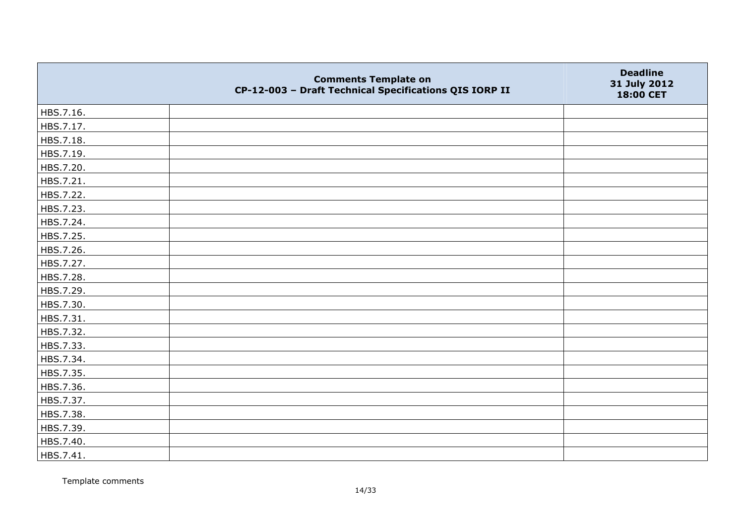| | Comments Template on CP-12-003 – Draft Technical Specifications QIS IORP II | Deadline 31 July 2012 18:00 CET |
|---|---|---|
| HBS.7.16. | | |
| HBS.7.17. | | |
| HBS.7.18. | | |
| HBS.7.19. | | |
| HBS.7.20. | | |
| HBS.7.21. | | |
| HBS.7.22. | | |
| HBS.7.23. | | |
| HBS.7.24. | | |
| HBS.7.25. | | |
| HBS.7.26. | | |
| HBS.7.27. | | |
| HBS.7.28. | | |
| HBS.7.29. | | |
| HBS.7.30. | | |
| HBS.7.31. | | |
| HBS.7.32. | | |
| HBS.7.33. | | |
| HBS.7.34. | | |
| HBS.7.35. | | |
| HBS.7.36. | | |
| HBS.7.37. | | |
| HBS.7.38. | | |
| HBS.7.39. | | |
| HBS.7.40. | | |
| HBS.7.41. | | |

Template comments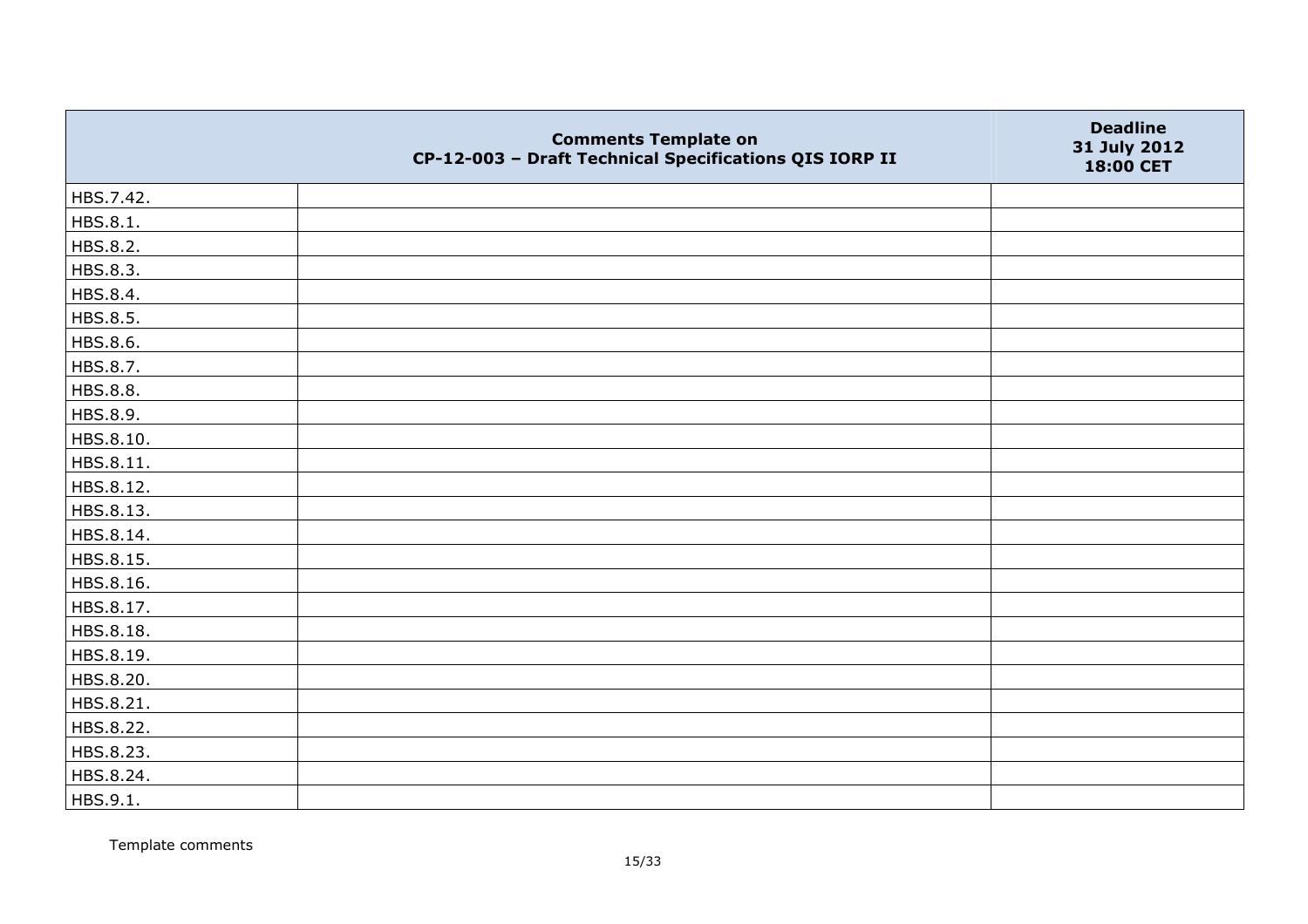| | Comments Template on CP-12-003 – Draft Technical Specifications QIS IORP II | Deadline 31 July 2012 18:00 CET |
|---|---|---|
| HBS.7.42. | | |
| HBS.8.1. | | |
| HBS.8.2. | | |
| HBS.8.3. | | |
| HBS.8.4. | | |
| HBS.8.5. | | |
| HBS.8.6. | | |
| HBS.8.7. | | |
| HBS.8.8. | | |
| HBS.8.9. | | |
| HBS.8.10. | | |
| HBS.8.11. | | |
| HBS.8.12. | | |
| HBS.8.13. | | |
| HBS.8.14. | | |
| HBS.8.15. | | |
| HBS.8.16. | | |
| HBS.8.17. | | |
| HBS.8.18. | | |
| HBS.8.19. | | |
| HBS.8.20. | | |
| HBS.8.21. | | |
| HBS.8.22. | | |
| HBS.8.23. | | |
| HBS.8.24. | | |
| HBS.9.1. | | |

Template comments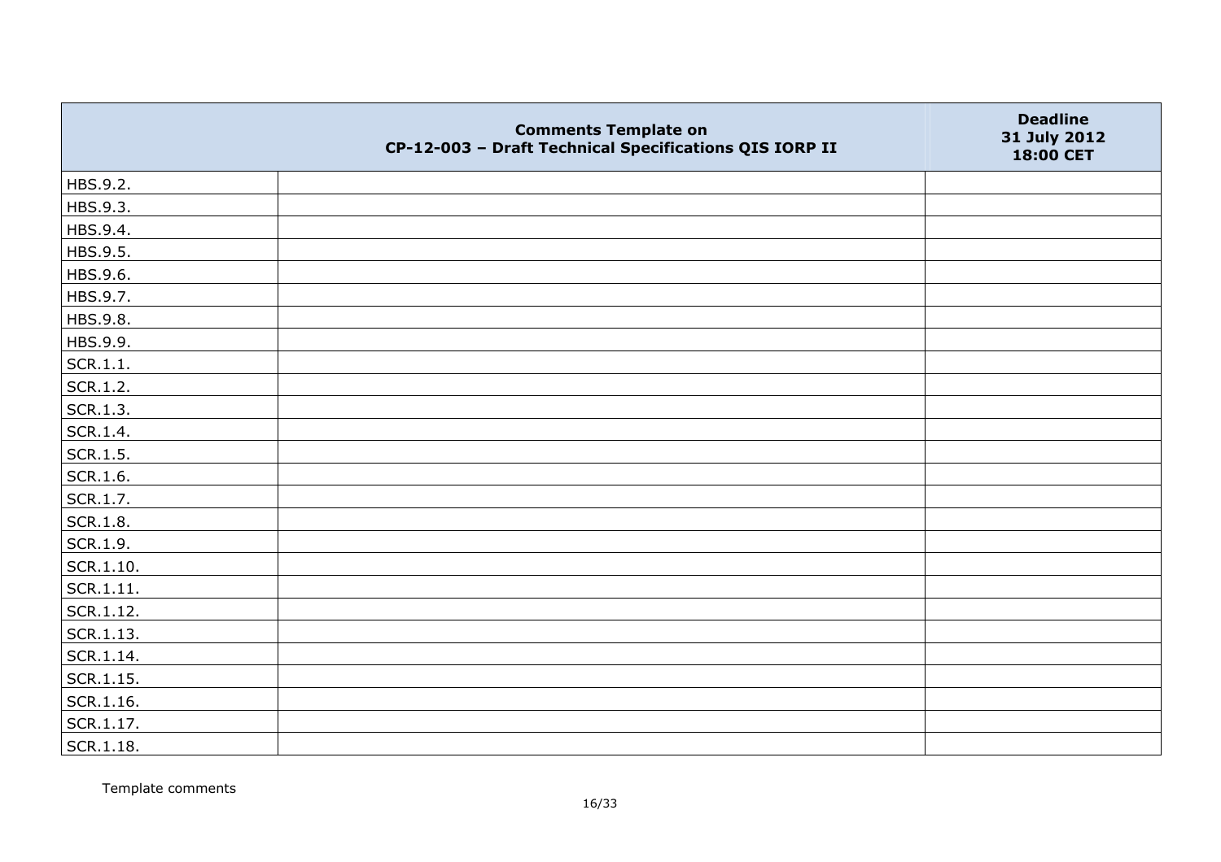| | Comments Template on CP-12-003 – Draft Technical Specifications QIS IORP II | Deadline 31 July 2012 18:00 CET |
|---|---|---|
| HBS.9.2. | | |
| HBS.9.3. | | |
| HBS.9.4. | | |
| HBS.9.5. | | |
| HBS.9.6. | | |
| HBS.9.7. | | |
| HBS.9.8. | | |
| HBS.9.9. | | |
| SCR.1.1. | | |
| SCR.1.2. | | |
| SCR.1.3. | | |
| SCR.1.4. | | |
| SCR.1.5. | | |
| SCR.1.6. | | |
| SCR.1.7. | | |
| SCR.1.8. | | |
| SCR.1.9. | | |
| SCR.1.10. | | |
| SCR.1.11. | | |
| SCR.1.12. | | |
| SCR.1.13. | | |
| SCR.1.14. | | |
| SCR.1.15. | | |
| SCR.1.16. | | |
| SCR.1.17. | | |
| SCR.1.18. | | |

Template comments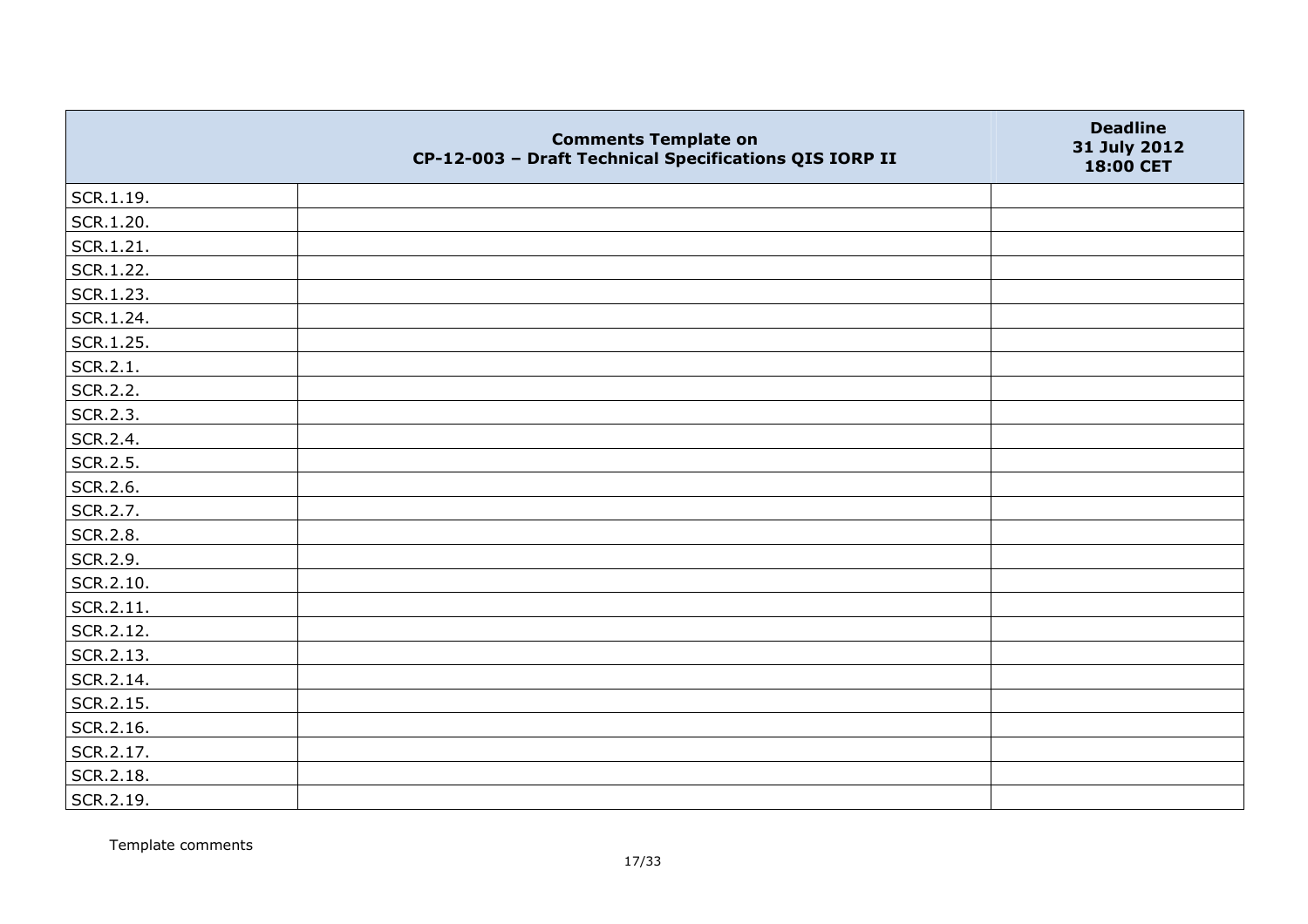| | Comments Template on CP-12-003 – Draft Technical Specifications QIS IORP II | Deadline 31 July 2012 18:00 CET |
|---|---|---|
| SCR.1.19. | | |
| SCR.1.20. | | |
| SCR.1.21. | | |
| SCR.1.22. | | |
| SCR.1.23. | | |
| SCR.1.24. | | |
| SCR.1.25. | | |
| SCR.2.1. | | |
| SCR.2.2. | | |
| SCR.2.3. | | |
| SCR.2.4. | | |
| SCR.2.5. | | |
| SCR.2.6. | | |
| SCR.2.7. | | |
| SCR.2.8. | | |
| SCR.2.9. | | |
| SCR.2.10. | | |
| SCR.2.11. | | |
| SCR.2.12. | | |
| SCR.2.13. | | |
| SCR.2.14. | | |
| SCR.2.15. | | |
| SCR.2.16. | | |
| SCR.2.17. | | |
| SCR.2.18. | | |
| SCR.2.19. | | |

Template comments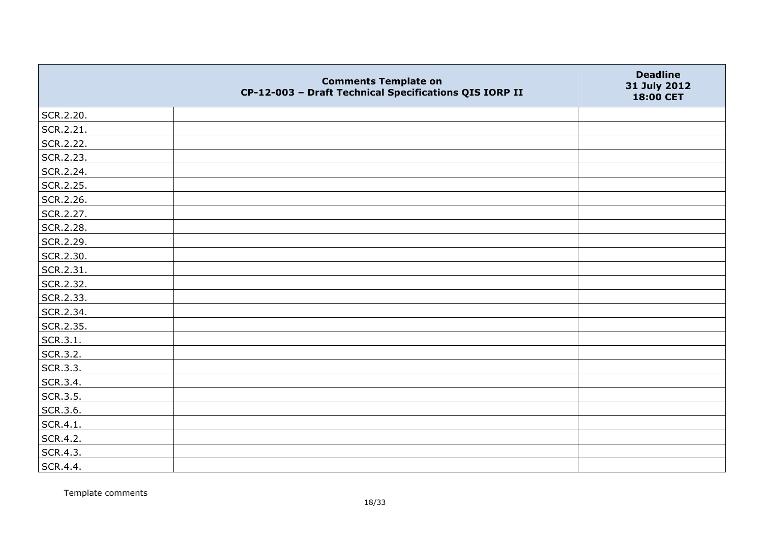|  | Comments Template on CP-12-003 – Draft Technical Specifications QIS IORP II | Deadline 31 July 2012 18:00 CET |
|---|---|---|
| SCR.2.20. |  |  |
| SCR.2.21. |  |  |
| SCR.2.22. |  |  |
| SCR.2.23. |  |  |
| SCR.2.24. |  |  |
| SCR.2.25. |  |  |
| SCR.2.26. |  |  |
| SCR.2.27. |  |  |
| SCR.2.28. |  |  |
| SCR.2.29. |  |  |
| SCR.2.30. |  |  |
| SCR.2.31. |  |  |
| SCR.2.32. |  |  |
| SCR.2.33. |  |  |
| SCR.2.34. |  |  |
| SCR.2.35. |  |  |
| SCR.3.1. |  |  |
| SCR.3.2. |  |  |
| SCR.3.3. |  |  |
| SCR.3.4. |  |  |
| SCR.3.5. |  |  |
| SCR.3.6. |  |  |
| SCR.4.1. |  |  |
| SCR.4.2. |  |  |
| SCR.4.3. |  |  |
| SCR.4.4. |  |  |

Template comments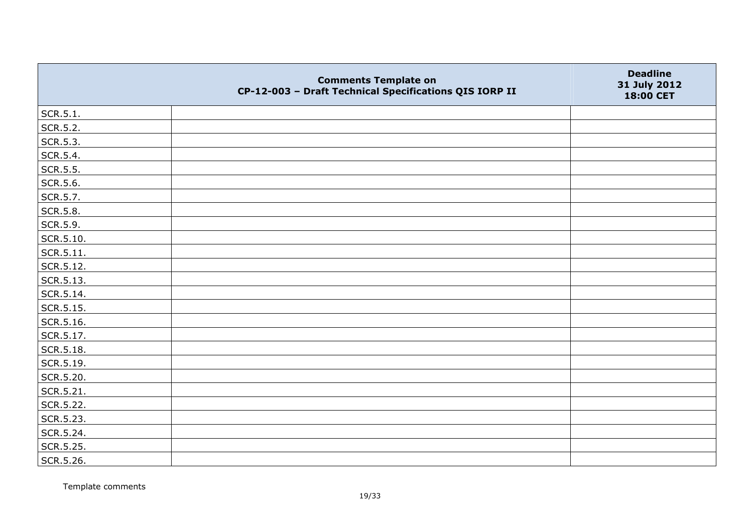| | Comments Template on CP-12-003 – Draft Technical Specifications QIS IORP II | Deadline 31 July 2012 18:00 CET |
|---|---|---|
| SCR.5.1. | | |
| SCR.5.2. | | |
| SCR.5.3. | | |
| SCR.5.4. | | |
| SCR.5.5. | | |
| SCR.5.6. | | |
| SCR.5.7. | | |
| SCR.5.8. | | |
| SCR.5.9. | | |
| SCR.5.10. | | |
| SCR.5.11. | | |
| SCR.5.12. | | |
| SCR.5.13. | | |
| SCR.5.14. | | |
| SCR.5.15. | | |
| SCR.5.16. | | |
| SCR.5.17. | | |
| SCR.5.18. | | |
| SCR.5.19. | | |
| SCR.5.20. | | |
| SCR.5.21. | | |
| SCR.5.22. | | |
| SCR.5.23. | | |
| SCR.5.24. | | |
| SCR.5.25. | | |
| SCR.5.26. | | |

Template comments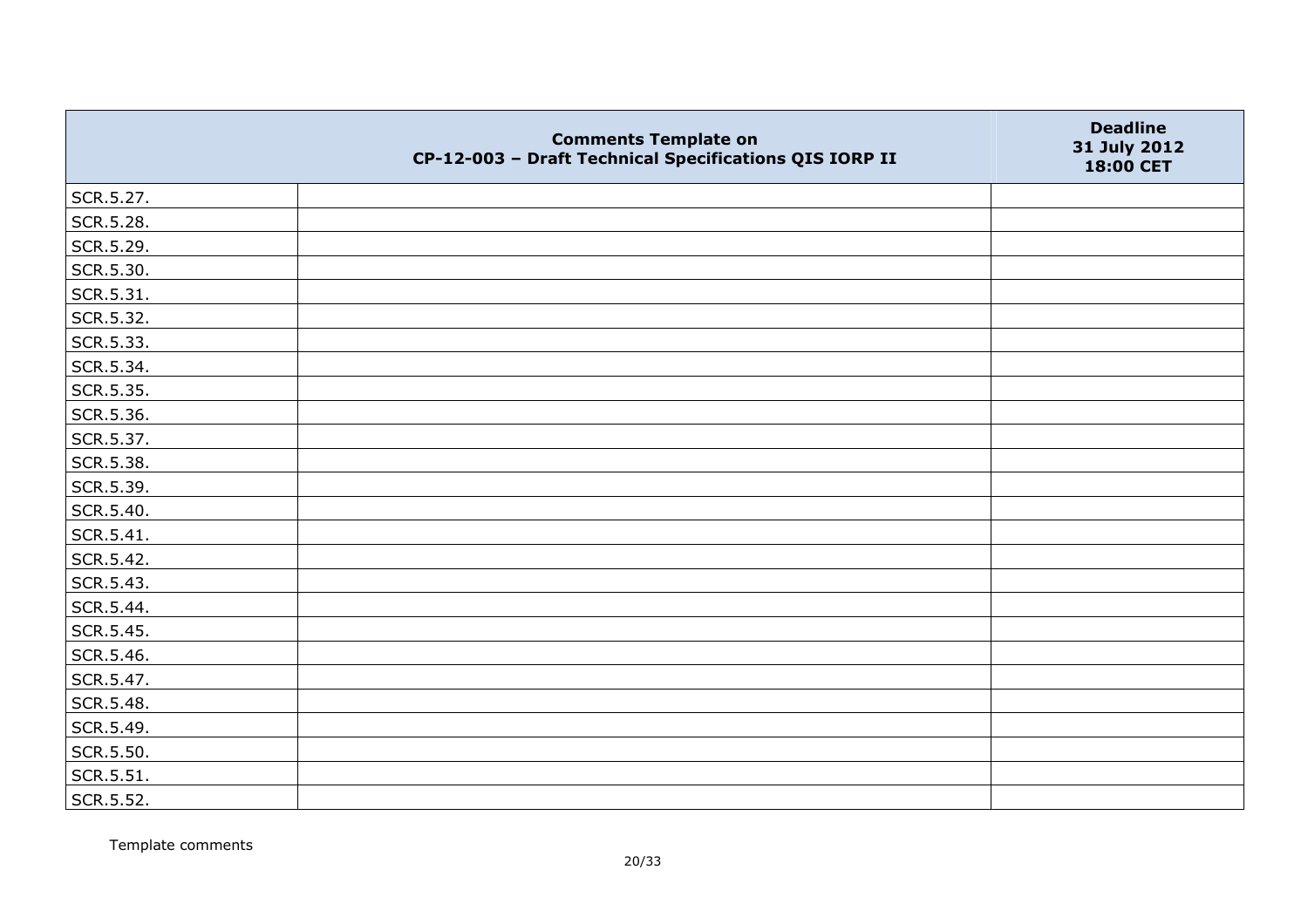| | Comments Template on CP-12-003 – Draft Technical Specifications QIS IORP II | Deadline 31 July 2012 18:00 CET |
|---|---|---|
| SCR.5.27. | | |
| SCR.5.28. | | |
| SCR.5.29. | | |
| SCR.5.30. | | |
| SCR.5.31. | | |
| SCR.5.32. | | |
| SCR.5.33. | | |
| SCR.5.34. | | |
| SCR.5.35. | | |
| SCR.5.36. | | |
| SCR.5.37. | | |
| SCR.5.38. | | |
| SCR.5.39. | | |
| SCR.5.40. | | |
| SCR.5.41. | | |
| SCR.5.42. | | |
| SCR.5.43. | | |
| SCR.5.44. | | |
| SCR.5.45. | | |
| SCR.5.46. | | |
| SCR.5.47. | | |
| SCR.5.48. | | |
| SCR.5.49. | | |
| SCR.5.50. | | |
| SCR.5.51. | | |
| SCR.5.52. | | |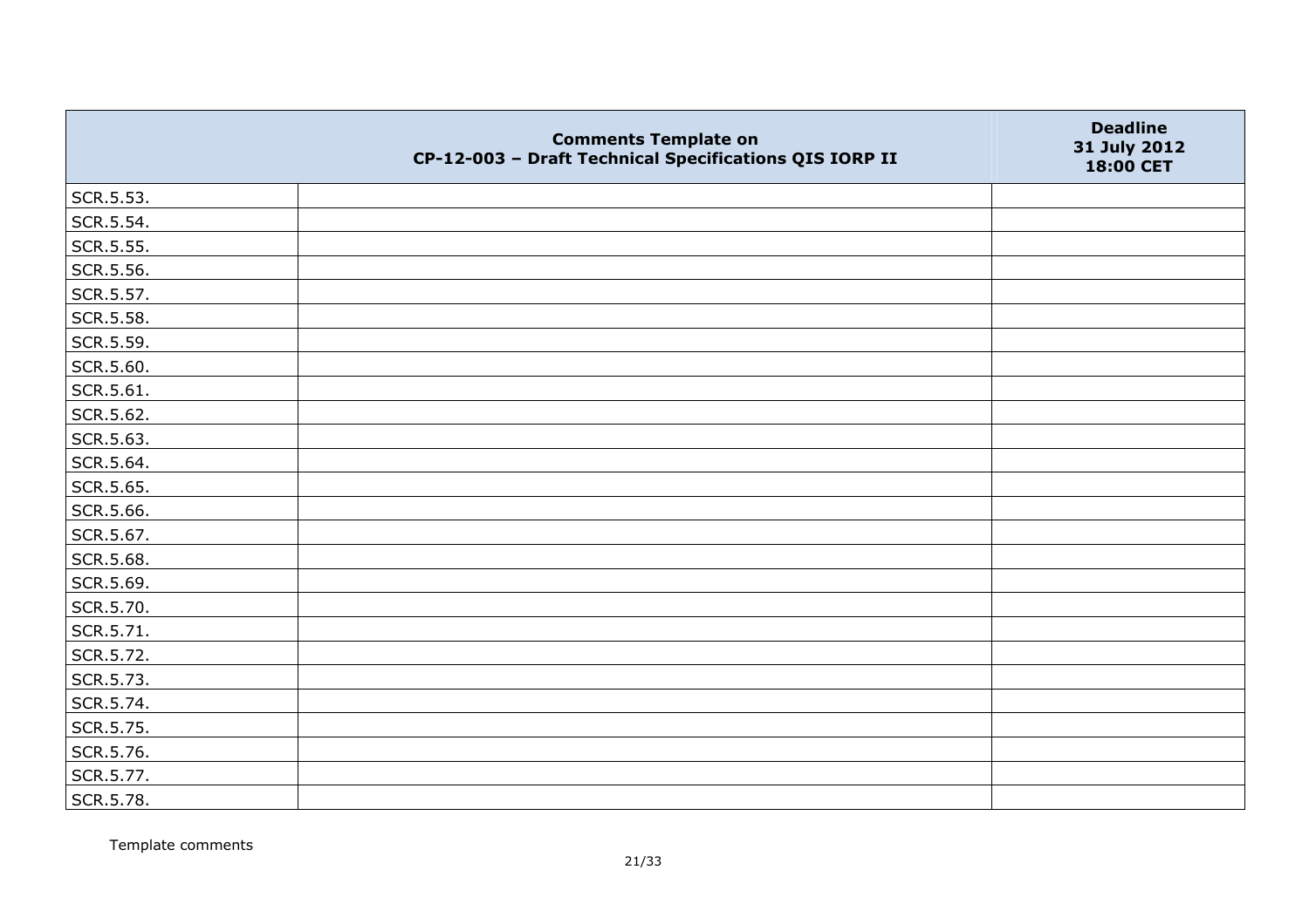| | Comments Template on CP-12-003 – Draft Technical Specifications QIS IORP II | Deadline 31 July 2012 18:00 CET |
|---|---|---|
| SCR.5.53. | | |
| SCR.5.54. | | |
| SCR.5.55. | | |
| SCR.5.56. | | |
| SCR.5.57. | | |
| SCR.5.58. | | |
| SCR.5.59. | | |
| SCR.5.60. | | |
| SCR.5.61. | | |
| SCR.5.62. | | |
| SCR.5.63. | | |
| SCR.5.64. | | |
| SCR.5.65. | | |
| SCR.5.66. | | |
| SCR.5.67. | | |
| SCR.5.68. | | |
| SCR.5.69. | | |
| SCR.5.70. | | |
| SCR.5.71. | | |
| SCR.5.72. | | |
| SCR.5.73. | | |
| SCR.5.74. | | |
| SCR.5.75. | | |
| SCR.5.76. | | |
| SCR.5.77. | | |
| SCR.5.78. | | |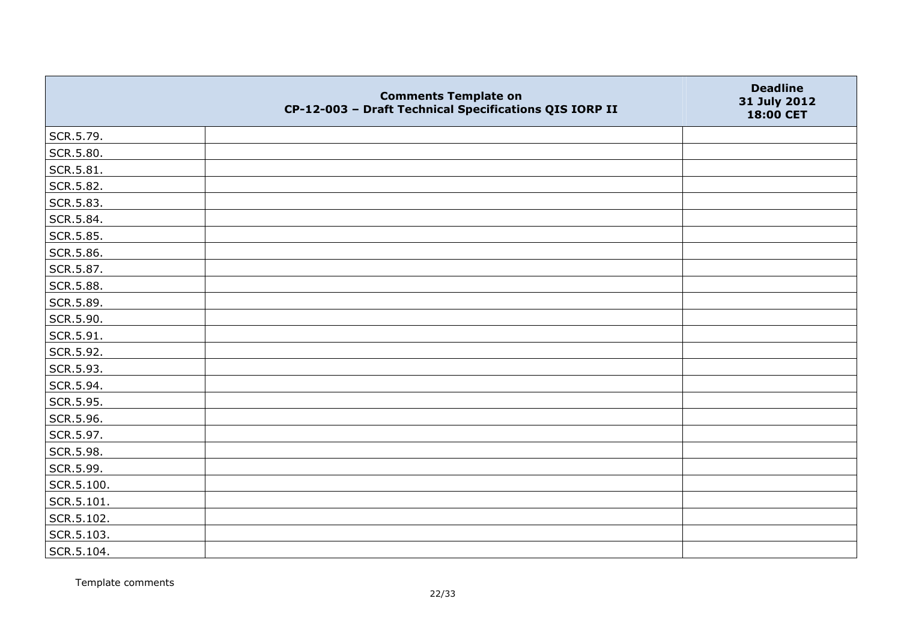| | Comments Template on CP-12-003 – Draft Technical Specifications QIS IORP II | Deadline 31 July 2012 18:00 CET |
|---|---|---|
| SCR.5.79. | | |
| SCR.5.80. | | |
| SCR.5.81. | | |
| SCR.5.82. | | |
| SCR.5.83. | | |
| SCR.5.84. | | |
| SCR.5.85. | | |
| SCR.5.86. | | |
| SCR.5.87. | | |
| SCR.5.88. | | |
| SCR.5.89. | | |
| SCR.5.90. | | |
| SCR.5.91. | | |
| SCR.5.92. | | |
| SCR.5.93. | | |
| SCR.5.94. | | |
| SCR.5.95. | | |
| SCR.5.96. | | |
| SCR.5.97. | | |
| SCR.5.98. | | |
| SCR.5.99. | | |
| SCR.5.100. | | |
| SCR.5.101. | | |
| SCR.5.102. | | |
| SCR.5.103. | | |
| SCR.5.104. | | |

Template comments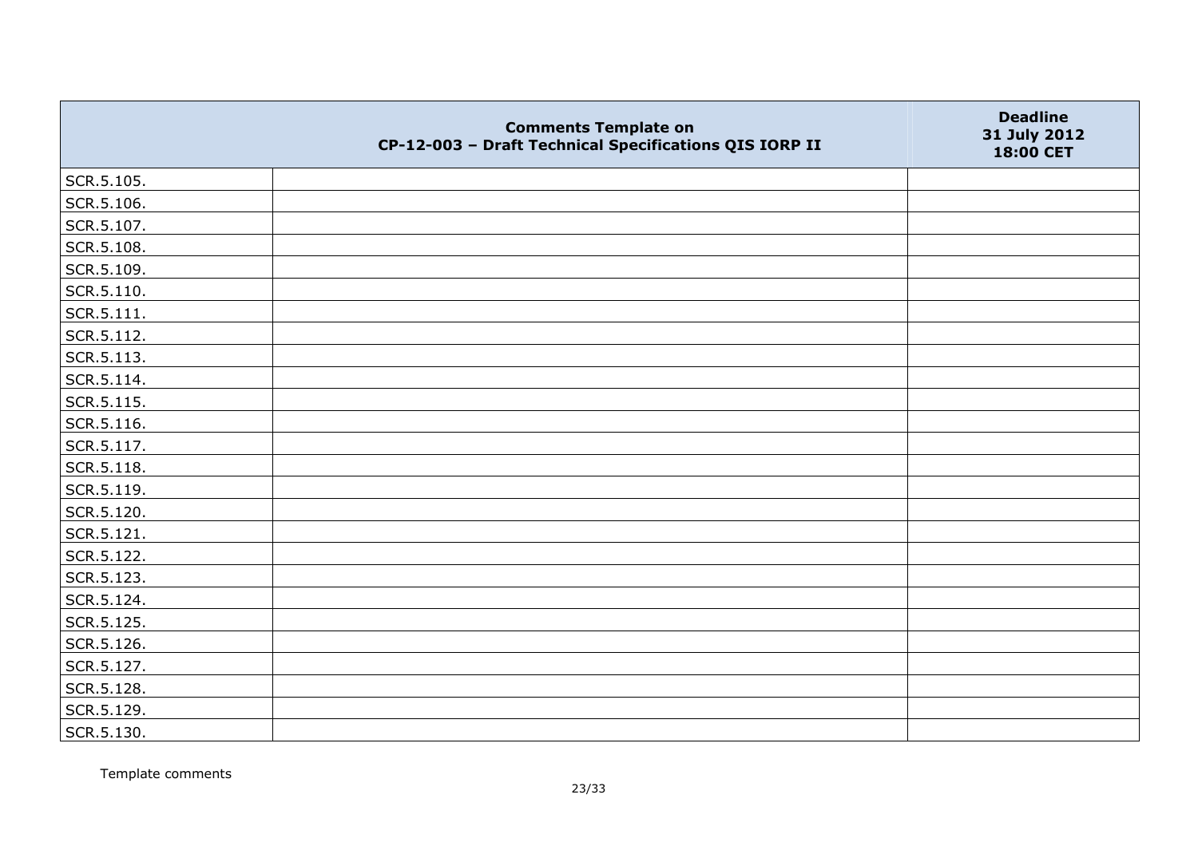| | Comments Template on CP-12-003 – Draft Technical Specifications QIS IORP II | Deadline 31 July 2012 18:00 CET |
|---|---|---|
| SCR.5.105. | | |
| SCR.5.106. | | |
| SCR.5.107. | | |
| SCR.5.108. | | |
| SCR.5.109. | | |
| SCR.5.110. | | |
| SCR.5.111. | | |
| SCR.5.112. | | |
| SCR.5.113. | | |
| SCR.5.114. | | |
| SCR.5.115. | | |
| SCR.5.116. | | |
| SCR.5.117. | | |
| SCR.5.118. | | |
| SCR.5.119. | | |
| SCR.5.120. | | |
| SCR.5.121. | | |
| SCR.5.122. | | |
| SCR.5.123. | | |
| SCR.5.124. | | |
| SCR.5.125. | | |
| SCR.5.126. | | |
| SCR.5.127. | | |
| SCR.5.128. | | |
| SCR.5.129. | | |
| SCR.5.130. | | |

Template comments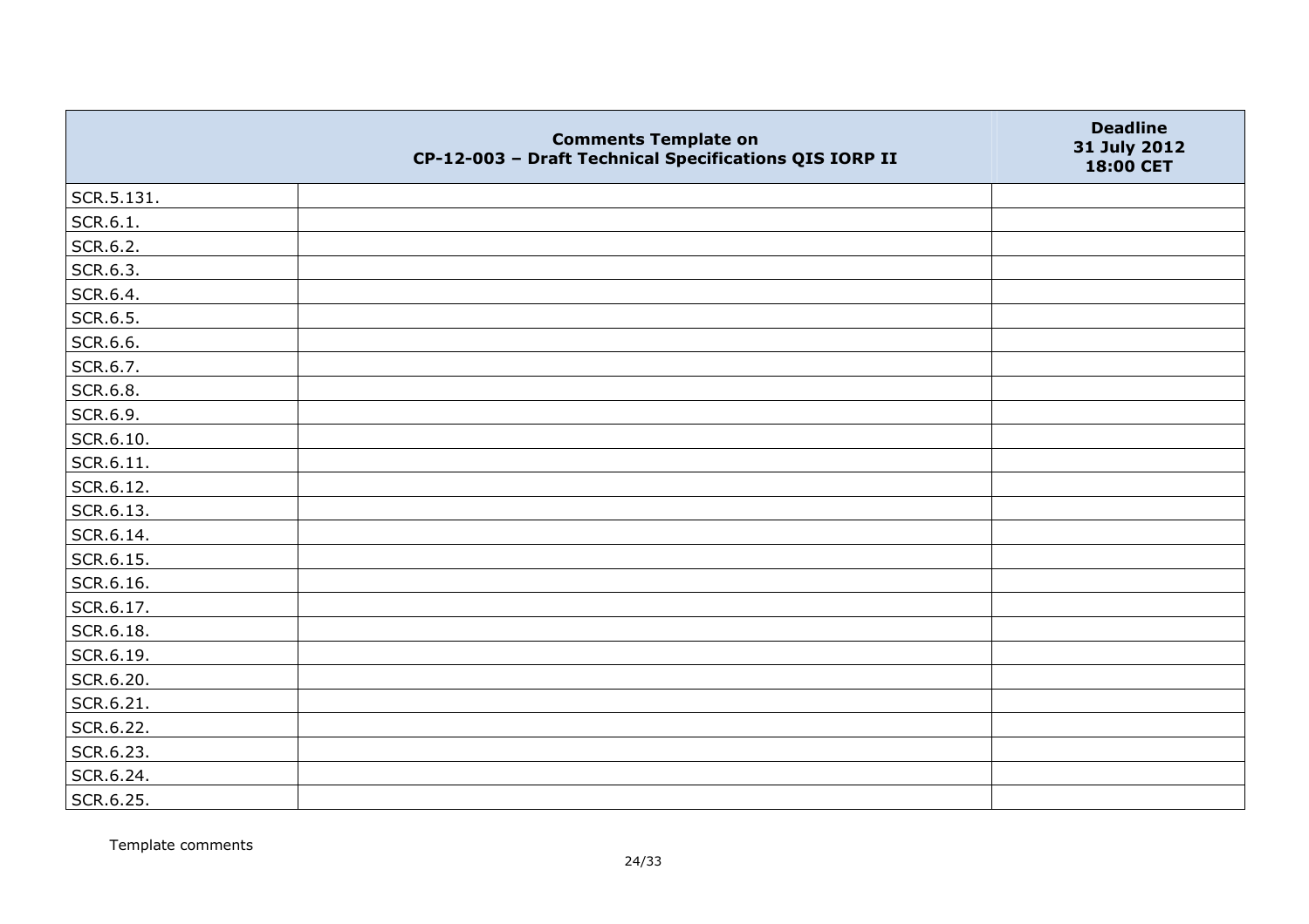| | Comments Template on CP-12-003 – Draft Technical Specifications QIS IORP II | Deadline 31 July 2012 18:00 CET |
|---|---|---|
| SCR.5.131. | | |
| SCR.6.1. | | |
| SCR.6.2. | | |
| SCR.6.3. | | |
| SCR.6.4. | | |
| SCR.6.5. | | |
| SCR.6.6. | | |
| SCR.6.7. | | |
| SCR.6.8. | | |
| SCR.6.9. | | |
| SCR.6.10. | | |
| SCR.6.11. | | |
| SCR.6.12. | | |
| SCR.6.13. | | |
| SCR.6.14. | | |
| SCR.6.15. | | |
| SCR.6.16. | | |
| SCR.6.17. | | |
| SCR.6.18. | | |
| SCR.6.19. | | |
| SCR.6.20. | | |
| SCR.6.21. | | |
| SCR.6.22. | | |
| SCR.6.23. | | |
| SCR.6.24. | | |
| SCR.6.25. | | |

Template comments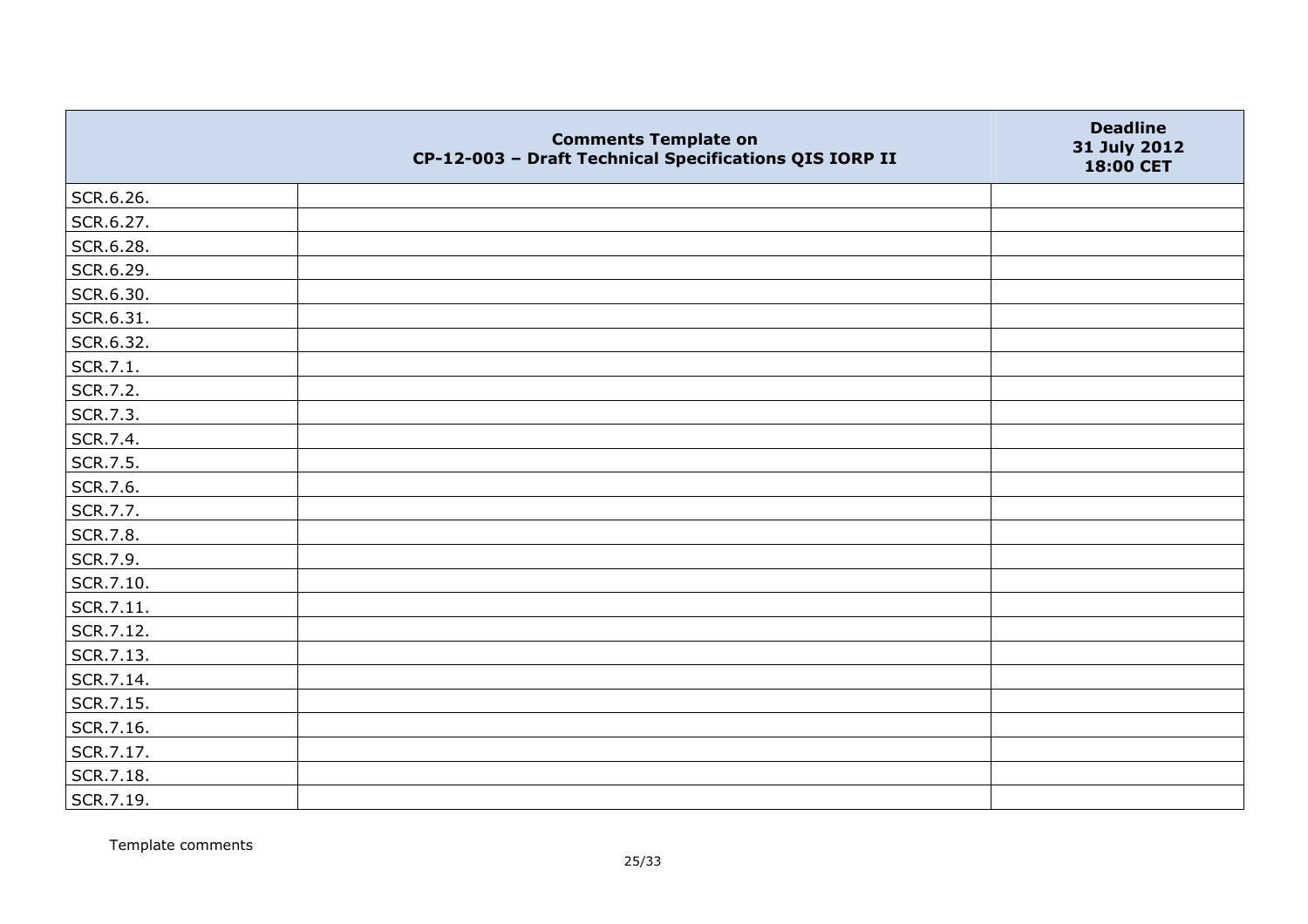| | Comments Template on CP-12-003 – Draft Technical Specifications QIS IORP II | Deadline 31 July 2012 18:00 CET |
|---|---|---|
| SCR.6.26. | | |
| SCR.6.27. | | |
| SCR.6.28. | | |
| SCR.6.29. | | |
| SCR.6.30. | | |
| SCR.6.31. | | |
| SCR.6.32. | | |
| SCR.7.1. | | |
| SCR.7.2. | | |
| SCR.7.3. | | |
| SCR.7.4. | | |
| SCR.7.5. | | |
| SCR.7.6. | | |
| SCR.7.7. | | |
| SCR.7.8. | | |
| SCR.7.9. | | |
| SCR.7.10. | | |
| SCR.7.11. | | |
| SCR.7.12. | | |
| SCR.7.13. | | |
| SCR.7.14. | | |
| SCR.7.15. | | |
| SCR.7.16. | | |
| SCR.7.17. | | |
| SCR.7.18. | | |
| SCR.7.19. | | |

Template comments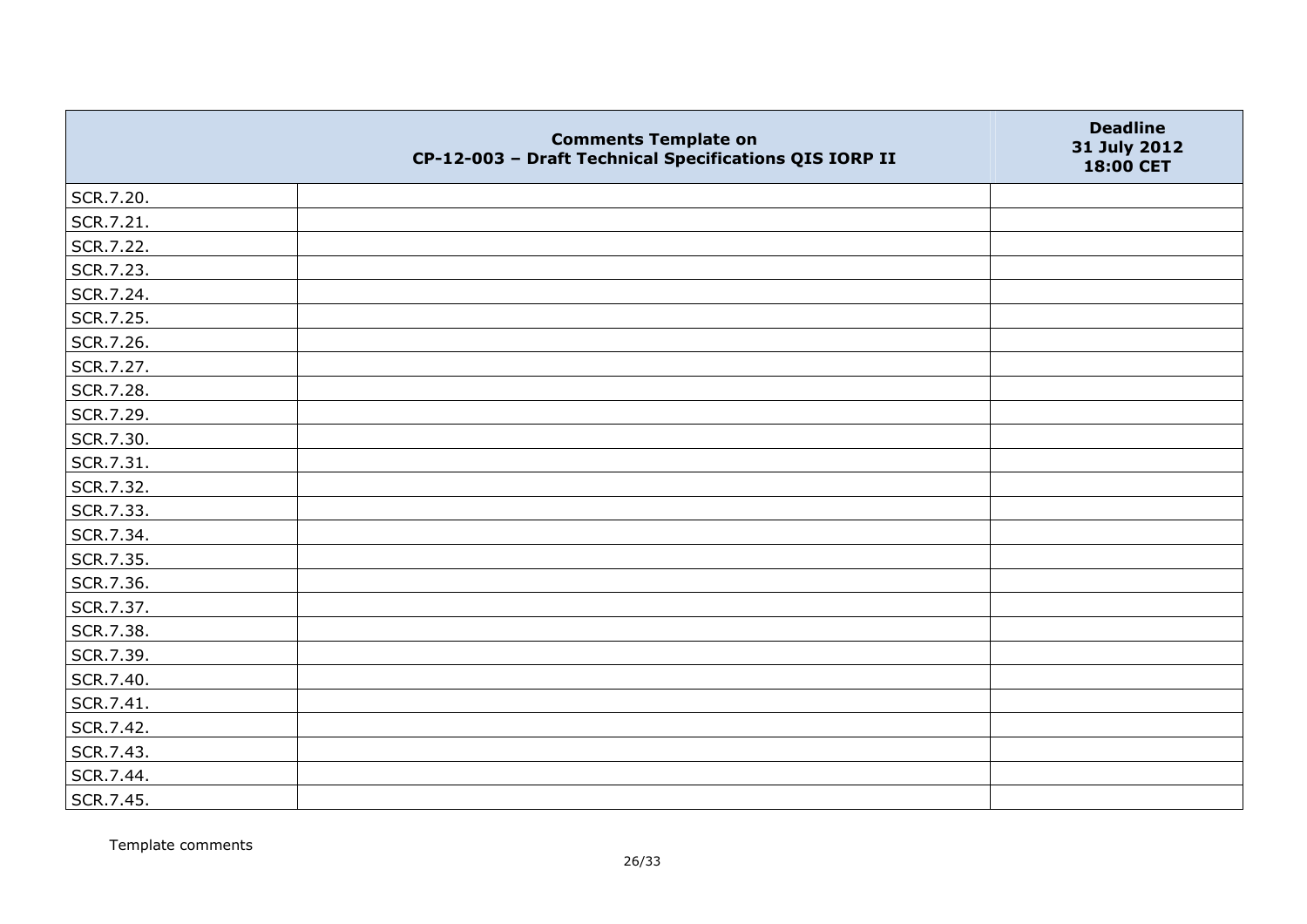| | Comments Template on CP-12-003 – Draft Technical Specifications QIS IORP II | Deadline 31 July 2012 18:00 CET |
|---|---|---|
| SCR.7.20. | | |
| SCR.7.21. | | |
| SCR.7.22. | | |
| SCR.7.23. | | |
| SCR.7.24. | | |
| SCR.7.25. | | |
| SCR.7.26. | | |
| SCR.7.27. | | |
| SCR.7.28. | | |
| SCR.7.29. | | |
| SCR.7.30. | | |
| SCR.7.31. | | |
| SCR.7.32. | | |
| SCR.7.33. | | |
| SCR.7.34. | | |
| SCR.7.35. | | |
| SCR.7.36. | | |
| SCR.7.37. | | |
| SCR.7.38. | | |
| SCR.7.39. | | |
| SCR.7.40. | | |
| SCR.7.41. | | |
| SCR.7.42. | | |
| SCR.7.43. | | |
| SCR.7.44. | | |
| SCR.7.45. | | |

Template comments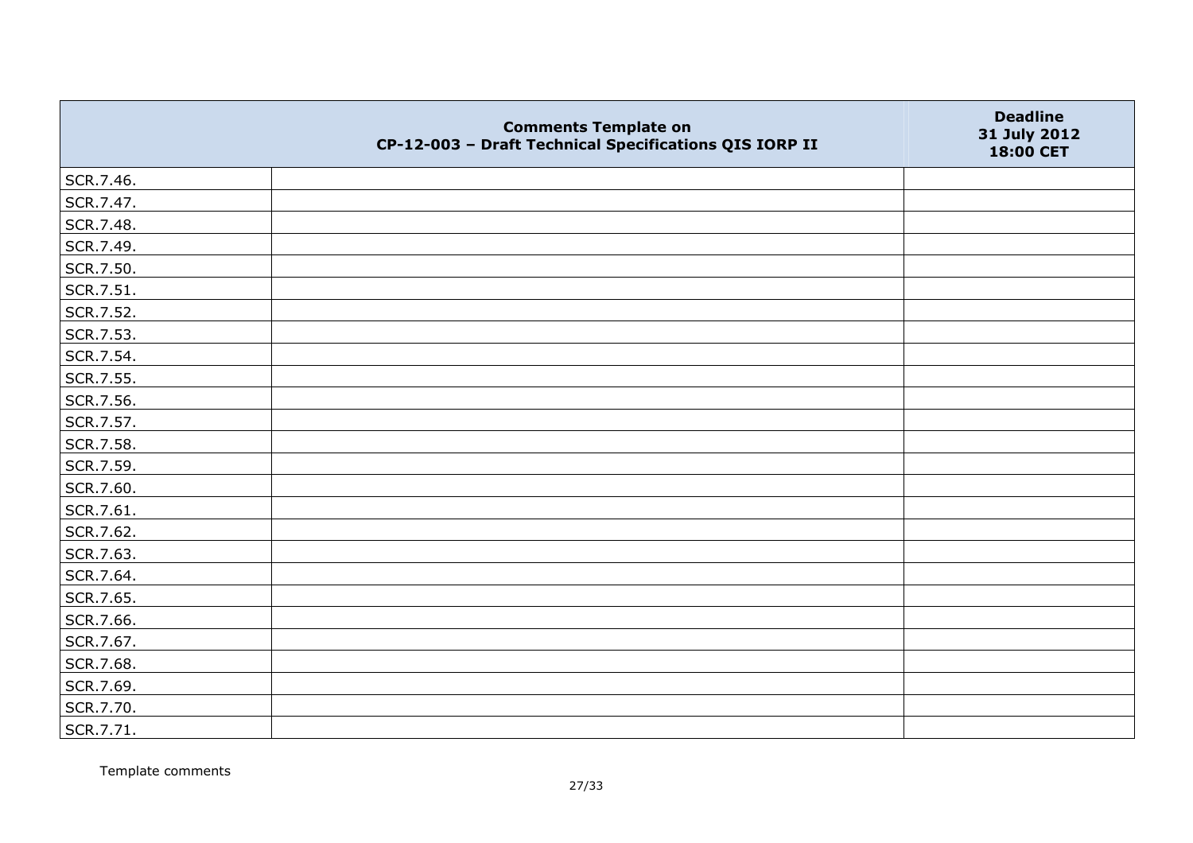| | Comments Template on CP-12-003 – Draft Technical Specifications QIS IORP II | Deadline 31 July 2012 18:00 CET |
|---|---|---|
| SCR.7.46. | | |
| SCR.7.47. | | |
| SCR.7.48. | | |
| SCR.7.49. | | |
| SCR.7.50. | | |
| SCR.7.51. | | |
| SCR.7.52. | | |
| SCR.7.53. | | |
| SCR.7.54. | | |
| SCR.7.55. | | |
| SCR.7.56. | | |
| SCR.7.57. | | |
| SCR.7.58. | | |
| SCR.7.59. | | |
| SCR.7.60. | | |
| SCR.7.61. | | |
| SCR.7.62. | | |
| SCR.7.63. | | |
| SCR.7.64. | | |
| SCR.7.65. | | |
| SCR.7.66. | | |
| SCR.7.67. | | |
| SCR.7.68. | | |
| SCR.7.69. | | |
| SCR.7.70. | | |
| SCR.7.71. | | |

Template comments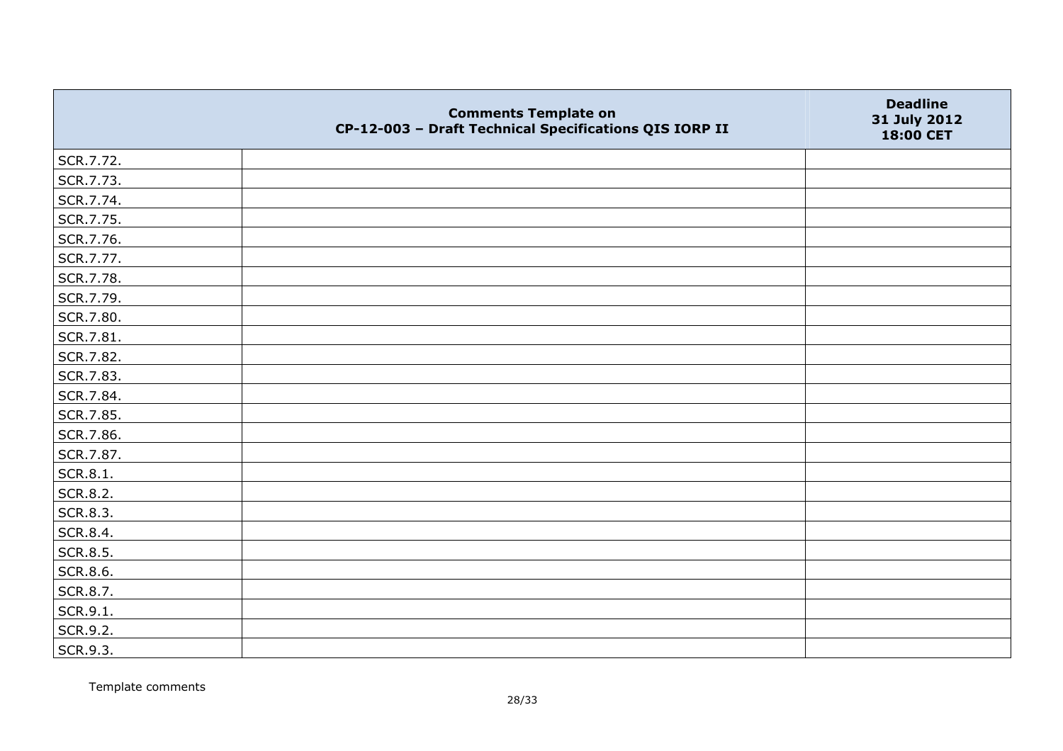|  | Comments Template on CP-12-003 – Draft Technical Specifications QIS IORP II | Deadline 31 July 2012 18:00 CET |
|---|---|---|
| SCR.7.72. | | |
| SCR.7.73. | | |
| SCR.7.74. | | |
| SCR.7.75. | | |
| SCR.7.76. | | |
| SCR.7.77. | | |
| SCR.7.78. | | |
| SCR.7.79. | | |
| SCR.7.80. | | |
| SCR.7.81. | | |
| SCR.7.82. | | |
| SCR.7.83. | | |
| SCR.7.84. | | |
| SCR.7.85. | | |
| SCR.7.86. | | |
| SCR.7.87. | | |
| SCR.8.1. | | |
| SCR.8.2. | | |
| SCR.8.3. | | |
| SCR.8.4. | | |
| SCR.8.5. | | |
| SCR.8.6. | | |
| SCR.8.7. | | |
| SCR.9.1. | | |
| SCR.9.2. | | |
| SCR.9.3. | | |

Template comments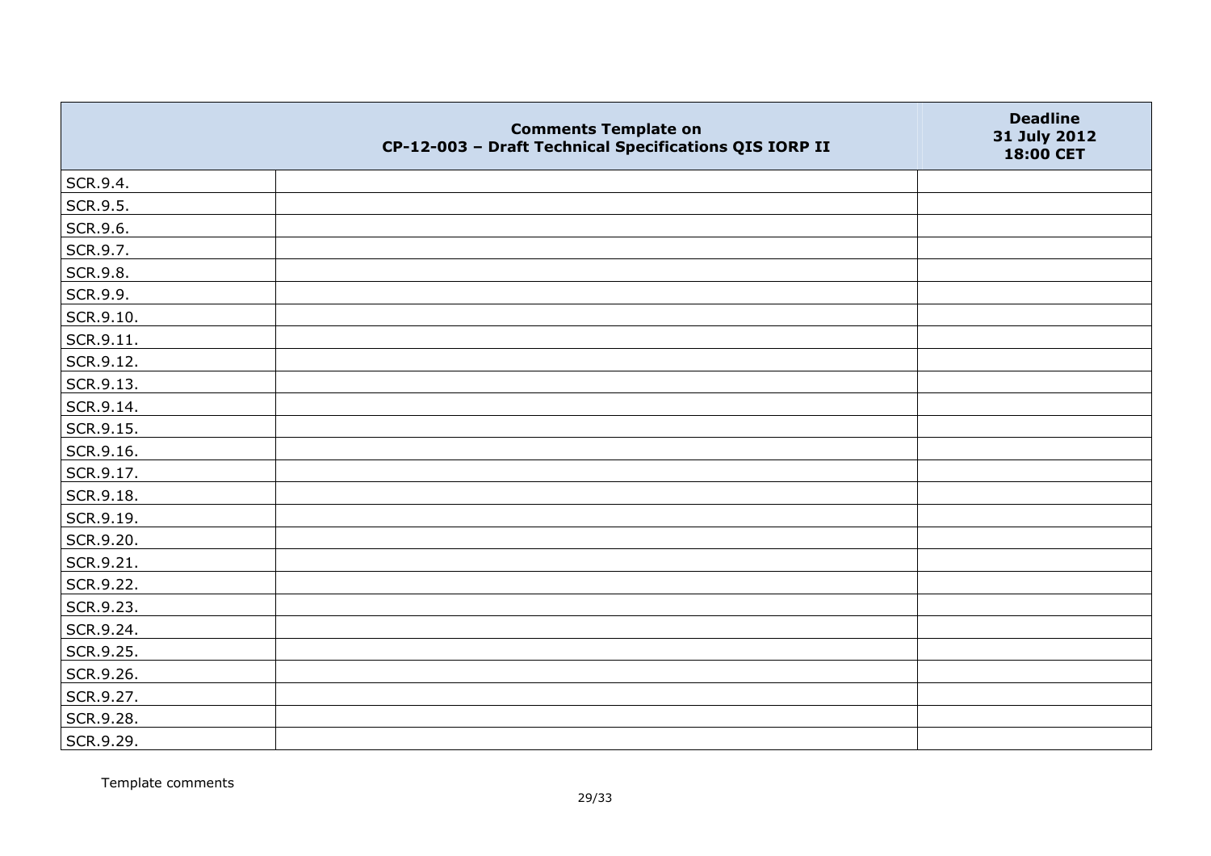| | Comments Template on CP-12-003 – Draft Technical Specifications QIS IORP II | Deadline 31 July 2012 18:00 CET |
|---|---|---|
| SCR.9.4. | | |
| SCR.9.5. | | |
| SCR.9.6. | | |
| SCR.9.7. | | |
| SCR.9.8. | | |
| SCR.9.9. | | |
| SCR.9.10. | | |
| SCR.9.11. | | |
| SCR.9.12. | | |
| SCR.9.13. | | |
| SCR.9.14. | | |
| SCR.9.15. | | |
| SCR.9.16. | | |
| SCR.9.17. | | |
| SCR.9.18. | | |
| SCR.9.19. | | |
| SCR.9.20. | | |
| SCR.9.21. | | |
| SCR.9.22. | | |
| SCR.9.23. | | |
| SCR.9.24. | | |
| SCR.9.25. | | |
| SCR.9.26. | | |
| SCR.9.27. | | |
| SCR.9.28. | | |
| SCR.9.29. | | |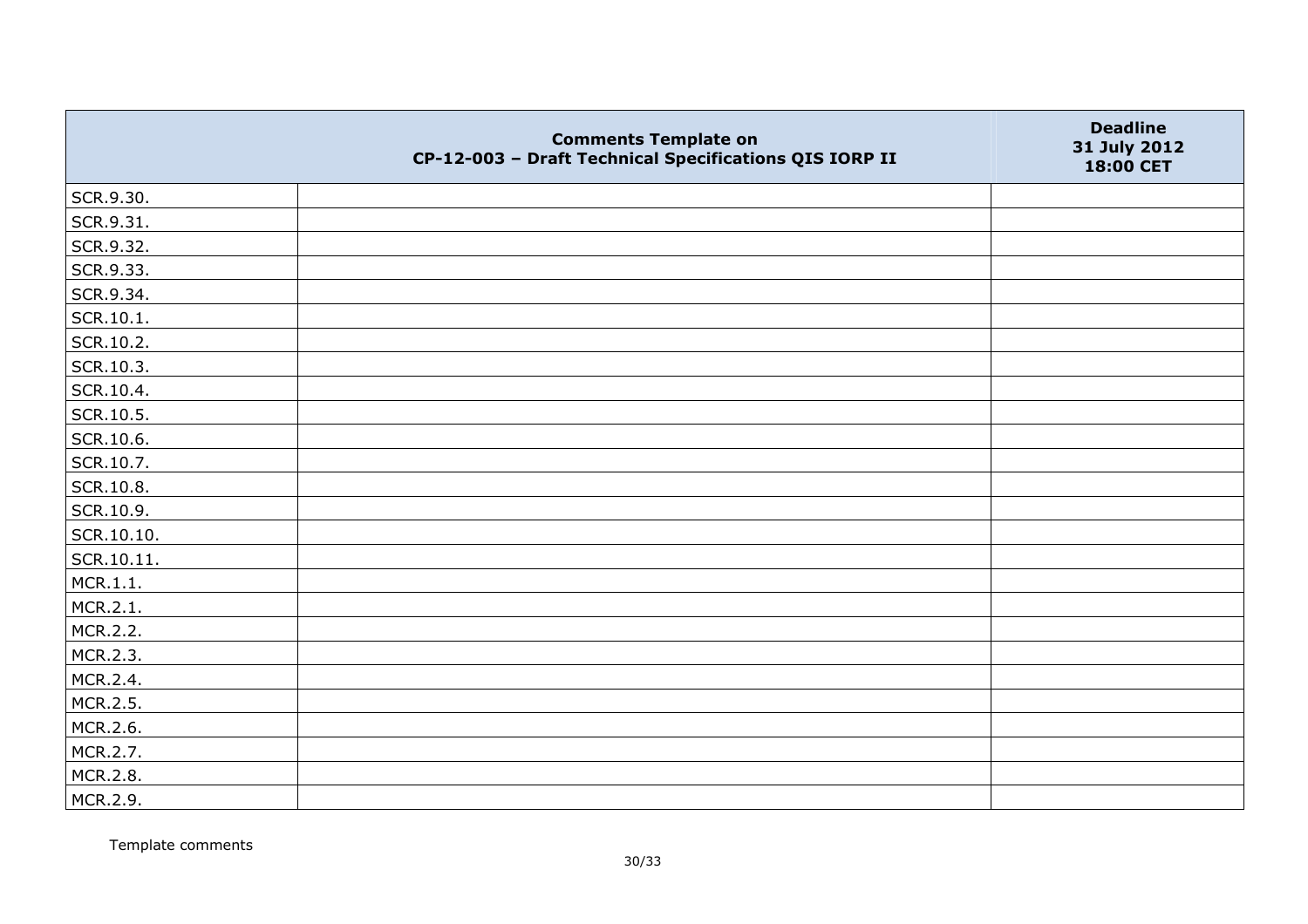| | Comments Template on CP-12-003 – Draft Technical Specifications QIS IORP II | Deadline 31 July 2012 18:00 CET |
|---|---|---|
| SCR.9.30. | | |
| SCR.9.31. | | |
| SCR.9.32. | | |
| SCR.9.33. | | |
| SCR.9.34. | | |
| SCR.10.1. | | |
| SCR.10.2. | | |
| SCR.10.3. | | |
| SCR.10.4. | | |
| SCR.10.5. | | |
| SCR.10.6. | | |
| SCR.10.7. | | |
| SCR.10.8. | | |
| SCR.10.9. | | |
| SCR.10.10. | | |
| SCR.10.11. | | |
| MCR.1.1. | | |
| MCR.2.1. | | |
| MCR.2.2. | | |
| MCR.2.3. | | |
| MCR.2.4. | | |
| MCR.2.5. | | |
| MCR.2.6. | | |
| MCR.2.7. | | |
| MCR.2.8. | | |
| MCR.2.9. | | |

Template comments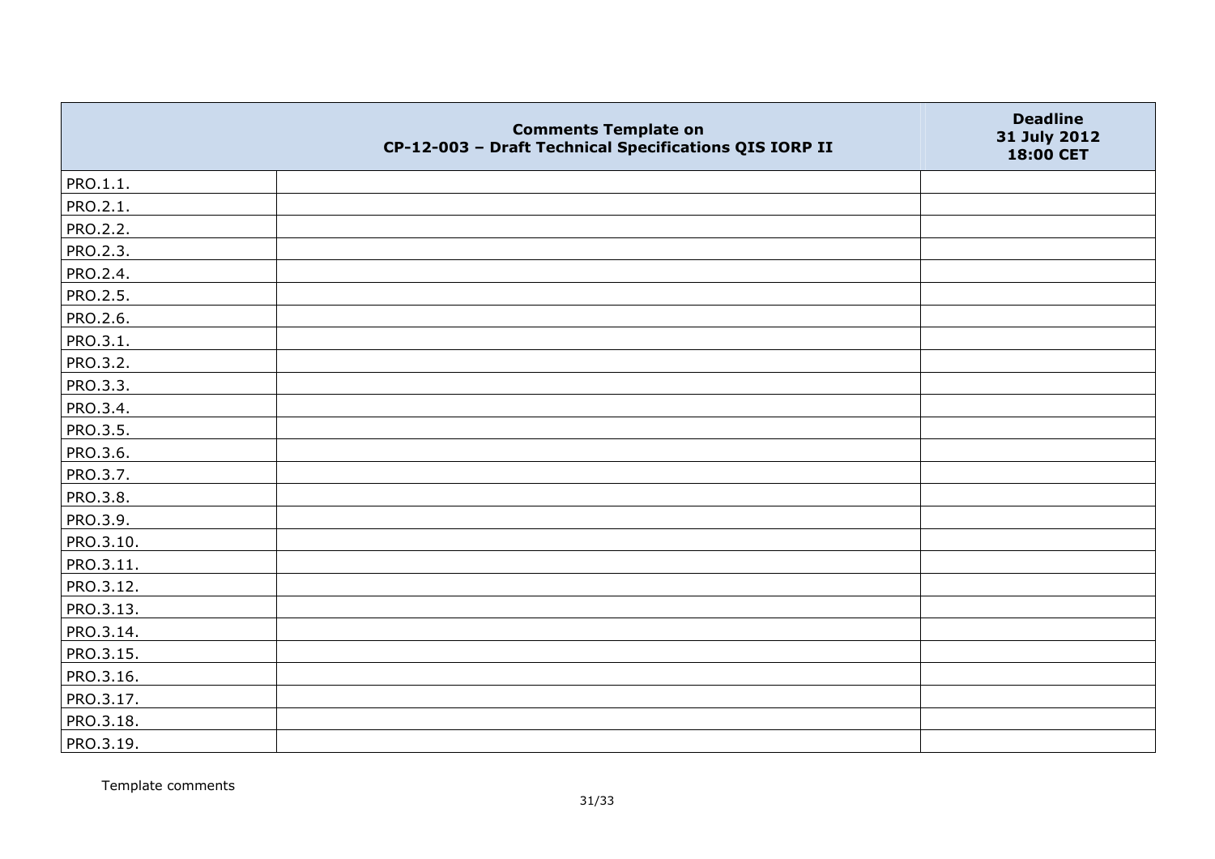| | Comments Template on CP-12-003 – Draft Technical Specifications QIS IORP II | Deadline 31 July 2012 18:00 CET |
|---|---|---|
| PRO.1.1. | | |
| PRO.2.1. | | |
| PRO.2.2. | | |
| PRO.2.3. | | |
| PRO.2.4. | | |
| PRO.2.5. | | |
| PRO.2.6. | | |
| PRO.3.1. | | |
| PRO.3.2. | | |
| PRO.3.3. | | |
| PRO.3.4. | | |
| PRO.3.5. | | |
| PRO.3.6. | | |
| PRO.3.7. | | |
| PRO.3.8. | | |
| PRO.3.9. | | |
| PRO.3.10. | | |
| PRO.3.11. | | |
| PRO.3.12. | | |
| PRO.3.13. | | |
| PRO.3.14. | | |
| PRO.3.15. | | |
| PRO.3.16. | | |
| PRO.3.17. | | |
| PRO.3.18. | | |
| PRO.3.19. | | |

Template comments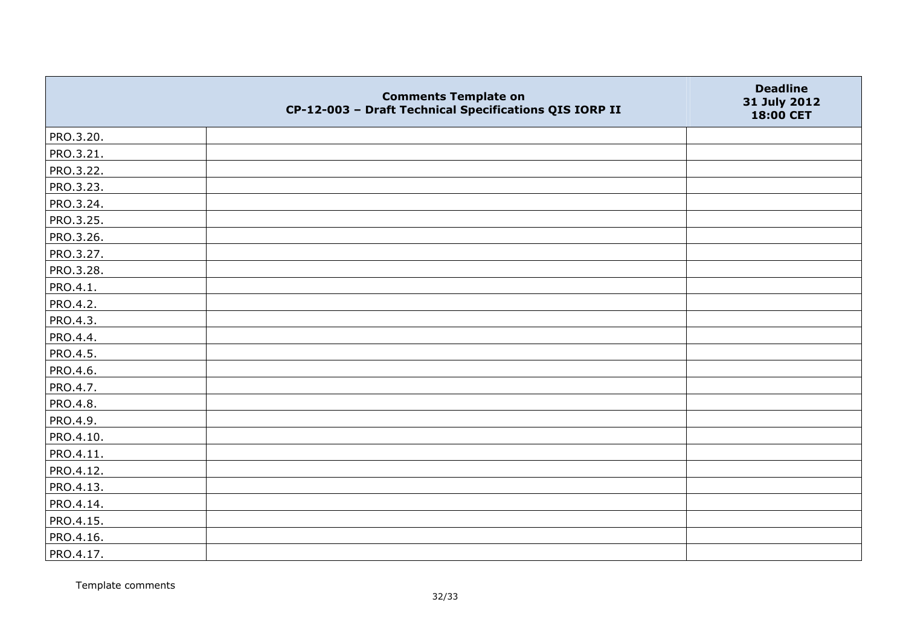| | Comments Template on CP-12-003 – Draft Technical Specifications QIS IORP II | Deadline 31 July 2012 18:00 CET |
|---|---|---|
| PRO.3.20. | | |
| PRO.3.21. | | |
| PRO.3.22. | | |
| PRO.3.23. | | |
| PRO.3.24. | | |
| PRO.3.25. | | |
| PRO.3.26. | | |
| PRO.3.27. | | |
| PRO.3.28. | | |
| PRO.4.1. | | |
| PRO.4.2. | | |
| PRO.4.3. | | |
| PRO.4.4. | | |
| PRO.4.5. | | |
| PRO.4.6. | | |
| PRO.4.7. | | |
| PRO.4.8. | | |
| PRO.4.9. | | |
| PRO.4.10. | | |
| PRO.4.11. | | |
| PRO.4.12. | | |
| PRO.4.13. | | |
| PRO.4.14. | | |
| PRO.4.15. | | |
| PRO.4.16. | | |
| PRO.4.17. | | |

Template comments